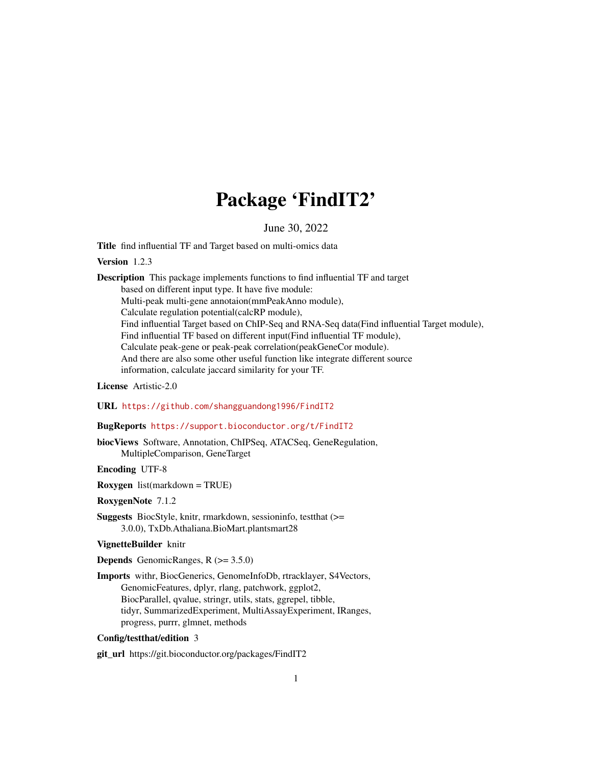# Package 'FindIT2'

June 30, 2022

**Title** find influential TF and Target based on multi-omics data

**Version** 1.2.3

**Description** This package implements functions to find influential TF and target based on different input type. It have five module:
Multi-peak multi-gene annotaion(mmPeakAnno module),
Calculate regulation potential(calcRP module),
Find influential Target based on ChIP-Seq and RNA-Seq data(Find influential Target module),
Find influential TF based on different input(Find influential TF module),
Calculate peak-gene or peak-peak correlation(peakGeneCor module).
And there are also some other useful function like integrate different source information, calculate jaccard similarity for your TF.

**License** Artistic-2.0

**URL** https://github.com/shangguandong1996/FindIT2

**BugReports** https://support.bioconductor.org/t/FindIT2

**biocViews** Software, Annotation, ChIPSeq, ATACSeq, GeneRegulation, MultipleComparison, GeneTarget

**Encoding** UTF-8

**Roxygen** list(markdown = TRUE)

**RoxygenNote** 7.1.2

**Suggests** BiocStyle, knitr, rmarkdown, sessioninfo, testthat (>= 3.0.0), TxDb.Athaliana.BioMart.plantsmart28

**VignetteBuilder** knitr

**Depends** GenomicRanges, R (>= 3.5.0)

**Imports** withr, BiocGenerics, GenomeInfoDb, rtracklayer, S4Vectors, GenomicFeatures, dplyr, rlang, patchwork, ggplot2, BiocParallel, qvalue, stringr, utils, stats, ggrepel, tibble, tidyr, SummarizedExperiment, MultiAssayExperiment, IRanges, progress, purrr, glmnet, methods

**Config/testthat/edition** 3

**git_url** https://git.bioconductor.org/packages/FindIT2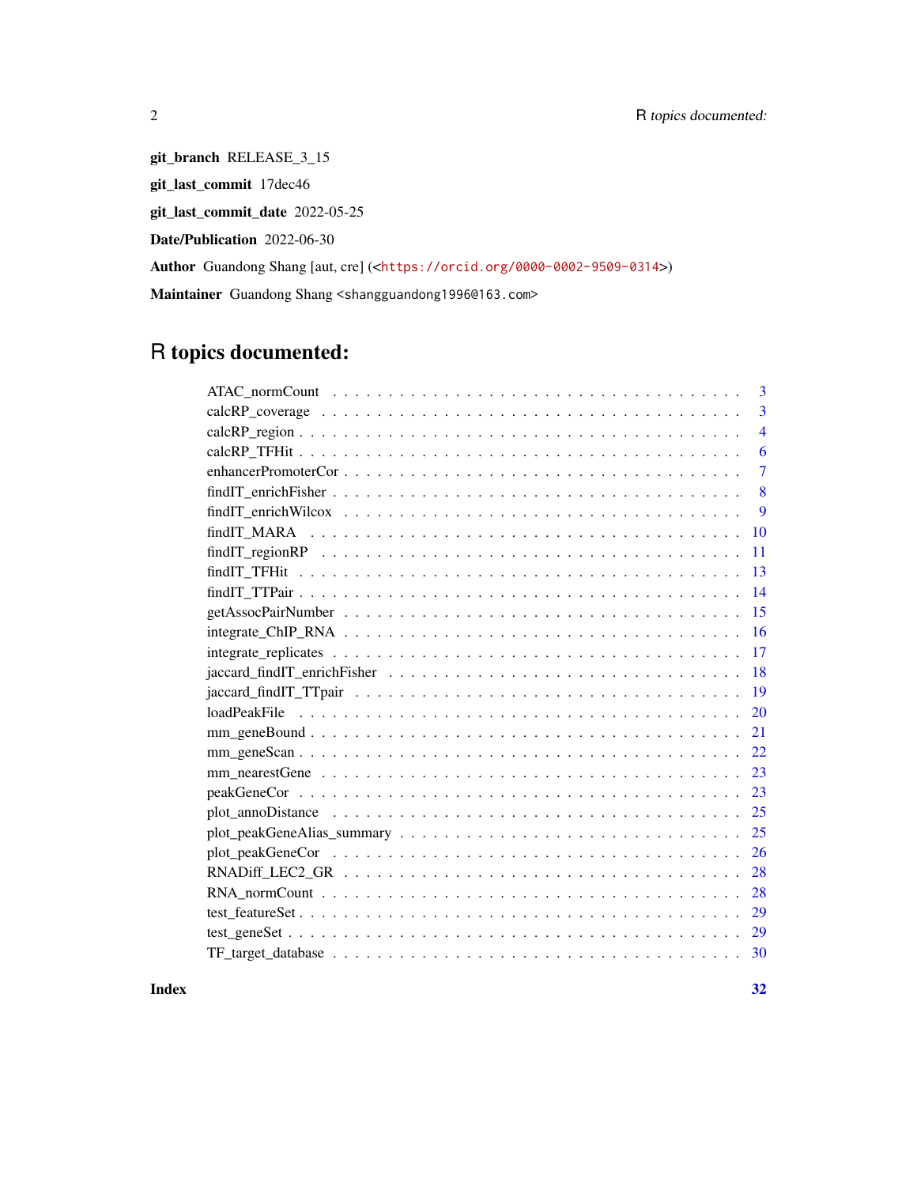**git_branch** RELEASE_3_15

**git_last_commit** 17dec46

**git_last_commit_date** 2022-05-25

**Date/Publication** 2022-06-30

**Author** Guandong Shang [aut, cre] (<https://orcid.org/0000-0002-9509-0314>)

**Maintainer** Guandong Shang <shangguandong1996@163.com>

# R topics documented:

- ATAC_normCount . . . . . . . . . . . . . . . . . . . . . . . . . . . . . . . . . 3
- calcRP_coverage . . . . . . . . . . . . . . . . . . . . . . . . . . . . . . . . . 3
- calcRP_region . . . . . . . . . . . . . . . . . . . . . . . . . . . . . . . . . 4
- calcRP_TFHit . . . . . . . . . . . . . . . . . . . . . . . . . . . . . . . . . 6
- enhancerPromoterCor . . . . . . . . . . . . . . . . . . . . . . . . . . . . . . 7
- findIT_enrichFisher . . . . . . . . . . . . . . . . . . . . . . . . . . . . . . 8
- findIT_enrichWilcox . . . . . . . . . . . . . . . . . . . . . . . . . . . . . . 9
- findIT_MARA . . . . . . . . . . . . . . . . . . . . . . . . . . . . . . . . . 10
- findIT_regionRP . . . . . . . . . . . . . . . . . . . . . . . . . . . . . . . . 11
- findIT_TFHit . . . . . . . . . . . . . . . . . . . . . . . . . . . . . . . . . 13
- findIT_TTPair . . . . . . . . . . . . . . . . . . . . . . . . . . . . . . . . . 14
- getAssocPairNumber . . . . . . . . . . . . . . . . . . . . . . . . . . . . . . 15
- integrate_ChIP_RNA . . . . . . . . . . . . . . . . . . . . . . . . . . . . . . 16
- integrate_replicates . . . . . . . . . . . . . . . . . . . . . . . . . . . . . . 17
- jaccard_findIT_enrichFisher . . . . . . . . . . . . . . . . . . . . . . . . . . 18
- jaccard_findIT_TTpair . . . . . . . . . . . . . . . . . . . . . . . . . . . . . 19
- loadPeakFile . . . . . . . . . . . . . . . . . . . . . . . . . . . . . . . . . 20
- mm_geneBound . . . . . . . . . . . . . . . . . . . . . . . . . . . . . . . . . 21
- mm_geneScan . . . . . . . . . . . . . . . . . . . . . . . . . . . . . . . . . 22
- mm_nearestGene . . . . . . . . . . . . . . . . . . . . . . . . . . . . . . . . 23
- peakGeneCor . . . . . . . . . . . . . . . . . . . . . . . . . . . . . . . . . 23
- plot_annoDistance . . . . . . . . . . . . . . . . . . . . . . . . . . . . . . . 25
- plot_peakGeneAlias_summary . . . . . . . . . . . . . . . . . . . . . . . . . . 25
- plot_peakGeneCor . . . . . . . . . . . . . . . . . . . . . . . . . . . . . . . 26
- RNADiff_LEC2_GR . . . . . . . . . . . . . . . . . . . . . . . . . . . . . . . 28
- RNA_normCount . . . . . . . . . . . . . . . . . . . . . . . . . . . . . . . . 28
- test_featureSet . . . . . . . . . . . . . . . . . . . . . . . . . . . . . . . . 29
- test_geneSet . . . . . . . . . . . . . . . . . . . . . . . . . . . . . . . . . 29
- TF_target_database . . . . . . . . . . . . . . . . . . . . . . . . . . . . . . 30

**Index** **32**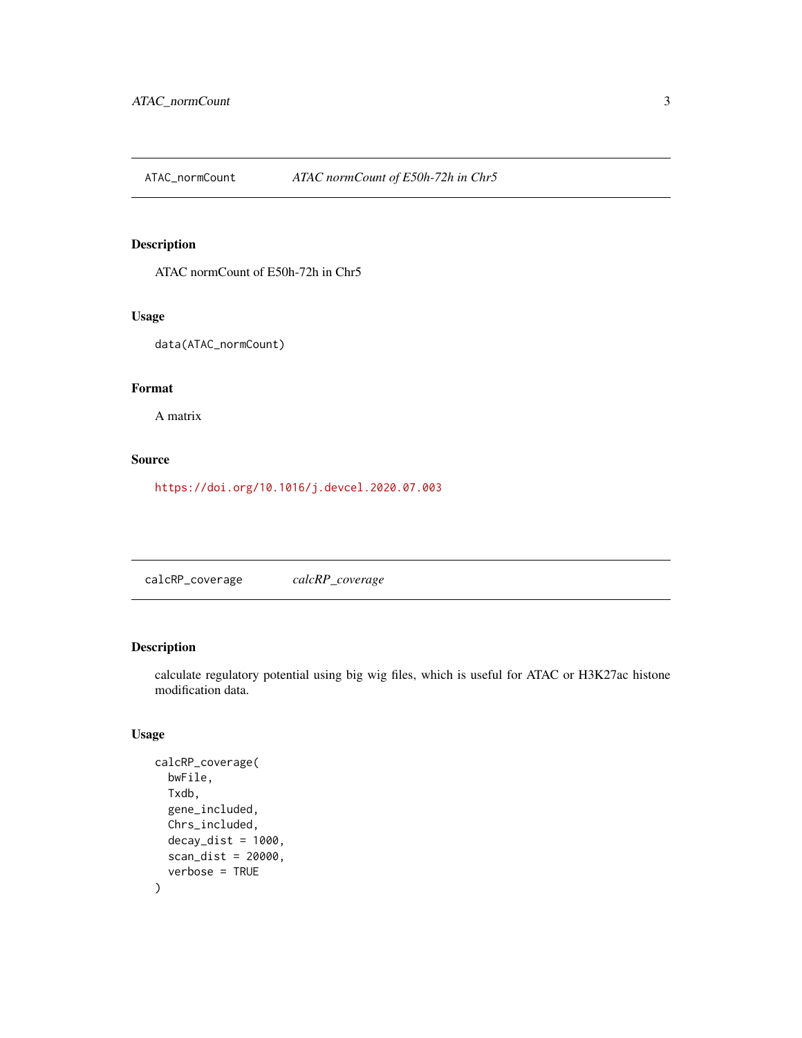## ATAC_normCount — *ATAC normCount of E50h-72h in Chr5*

### Description

ATAC normCount of E50h-72h in Chr5

### Usage

```
data(ATAC_normCount)
```

### Format

A matrix

### Source

https://doi.org/10.1016/j.devcel.2020.07.003

## calcRP_coverage — *calcRP_coverage*

### Description

calculate regulatory potential using big wig files, which is useful for ATAC or H3K27ac histone modification data.

### Usage

```
calcRP_coverage(
  bwFile,
  Txdb,
  gene_included,
  Chrs_included,
  decay_dist = 1000,
  scan_dist = 20000,
  verbose = TRUE
)
```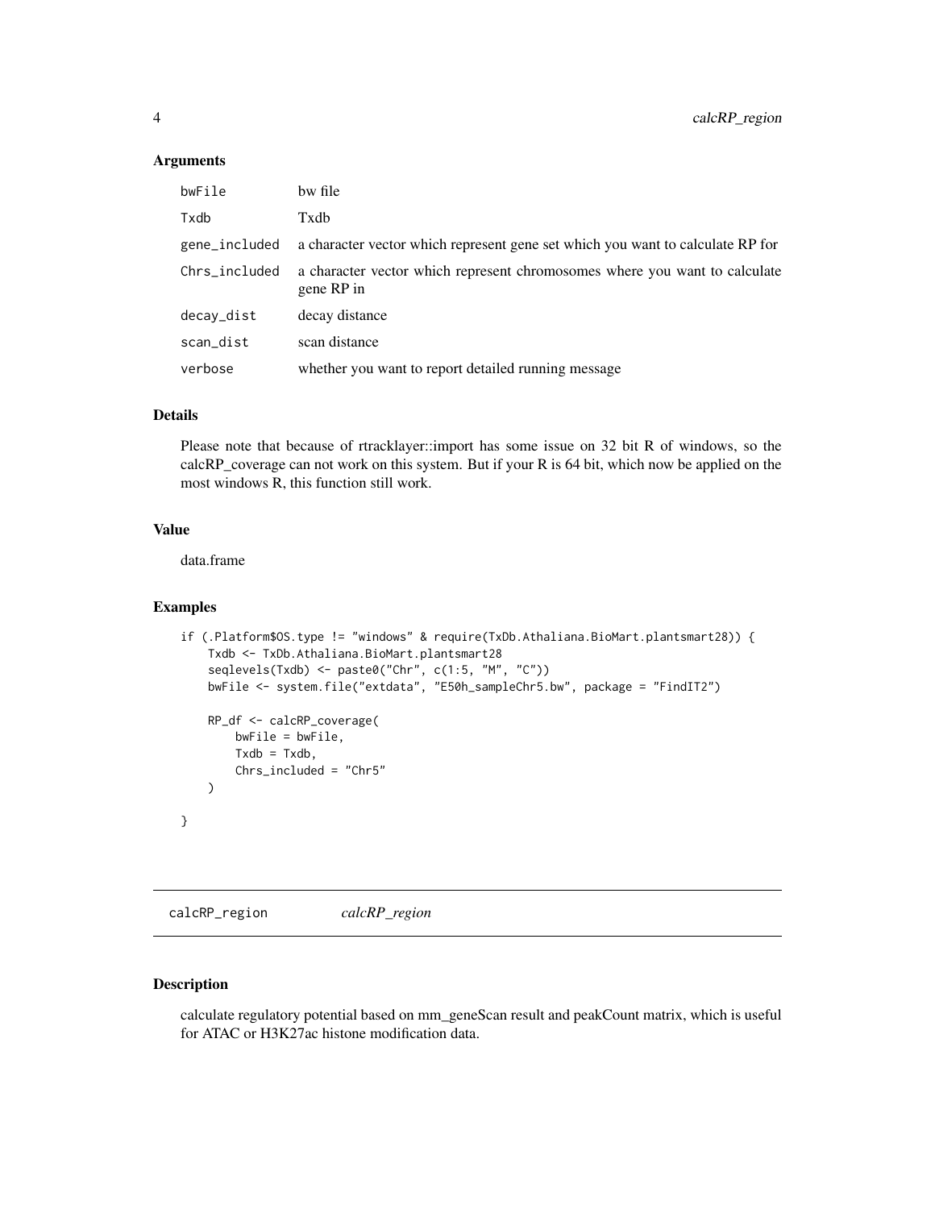### Arguments

| | |
|---|---|
| bwFile | bw file |
| Txdb | Txdb |
| gene_included | a character vector which represent gene set which you want to calculate RP for |
| Chrs_included | a character vector which represent chromosomes where you want to calculate gene RP in |
| decay_dist | decay distance |
| scan_dist | scan distance |
| verbose | whether you want to report detailed running message |

### Details

Please note that because of rtracklayer::import has some issue on 32 bit R of windows, so the calcRP_coverage can not work on this system. But if your R is 64 bit, which now be applied on the most windows R, this function still work.

### Value

data.frame

### Examples

```
if (.Platform$OS.type != "windows" & require(TxDb.Athaliana.BioMart.plantsmart28)) {
    Txdb <- TxDb.Athaliana.BioMart.plantsmart28
    seqlevels(Txdb) <- paste0("Chr", c(1:5, "M", "C"))
    bwFile <- system.file("extdata", "E50h_sampleChr5.bw", package = "FindIT2")

    RP_df <- calcRP_coverage(
        bwFile = bwFile,
        Txdb = Txdb,
        Chrs_included = "Chr5"
    )

}
```

---

## calcRP_region *calcRP_region*

### Description

calculate regulatory potential based on mm_geneScan result and peakCount matrix, which is useful for ATAC or H3K27ac histone modification data.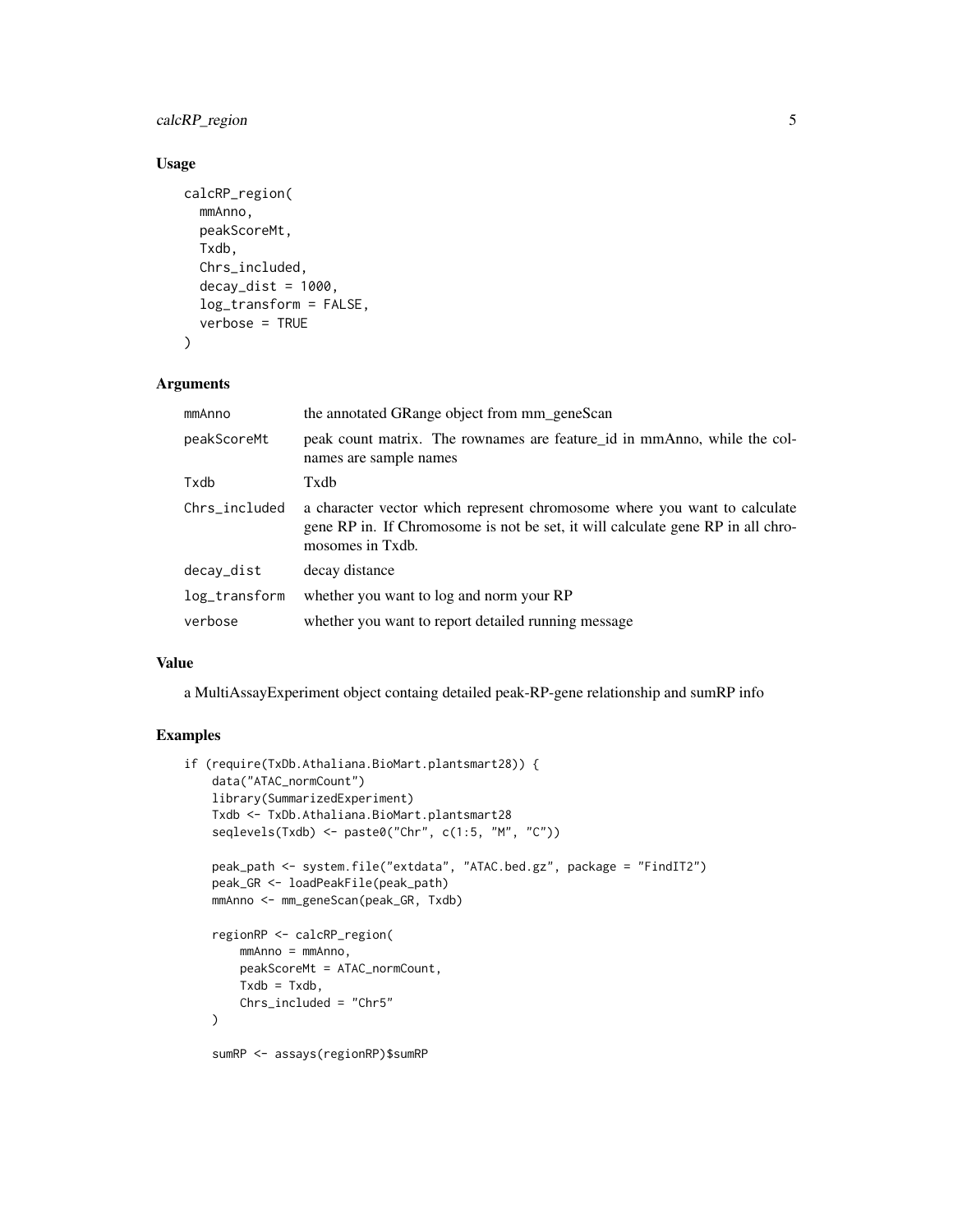### Usage

```
calcRP_region(
  mmAnno,
  peakScoreMt,
  Txdb,
  Chrs_included,
  decay_dist = 1000,
  log_transform = FALSE,
  verbose = TRUE
)
```

### Arguments

| | |
|---|---|
| mmAnno | the annotated GRange object from mm_geneScan |
| peakScoreMt | peak count matrix. The rownames are feature_id in mmAnno, while the colnames are sample names |
| Txdb | Txdb |
| Chrs_included | a character vector which represent chromosome where you want to calculate gene RP in. If Chromosome is not be set, it will calculate gene RP in all chromosomes in Txdb. |
| decay_dist | decay distance |
| log_transform | whether you want to log and norm your RP |
| verbose | whether you want to report detailed running message |

### Value

a MultiAssayExperiment object containg detailed peak-RP-gene relationship and sumRP info

### Examples

```
if (require(TxDb.Athaliana.BioMart.plantsmart28)) {
    data("ATAC_normCount")
    library(SummarizedExperiment)
    Txdb <- TxDb.Athaliana.BioMart.plantsmart28
    seqlevels(Txdb) <- paste0("Chr", c(1:5, "M", "C"))

    peak_path <- system.file("extdata", "ATAC.bed.gz", package = "FindIT2")
    peak_GR <- loadPeakFile(peak_path)
    mmAnno <- mm_geneScan(peak_GR, Txdb)

    regionRP <- calcRP_region(
        mmAnno = mmAnno,
        peakScoreMt = ATAC_normCount,
        Txdb = Txdb,
        Chrs_included = "Chr5"
    )

    sumRP <- assays(regionRP)$sumRP
```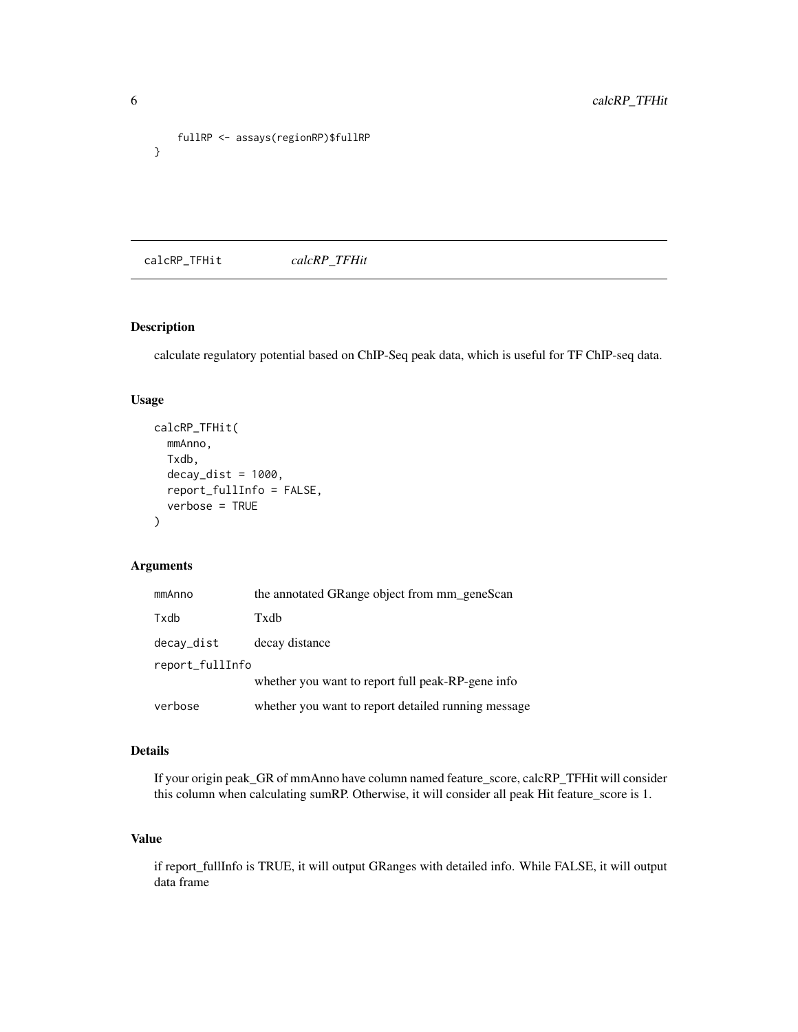```
    fullRP <- assays(regionRP)$fullRP
}
```

## calcRP_TFHit *calcRP_TFHit*

### Description

calculate regulatory potential based on ChIP-Seq peak data, which is useful for TF ChIP-seq data.

### Usage

```
calcRP_TFHit(
  mmAnno,
  Txdb,
  decay_dist = 1000,
  report_fullInfo = FALSE,
  verbose = TRUE
)
```

### Arguments

| | |
|---|---|
| mmAnno | the annotated GRange object from mm_geneScan |
| Txdb | Txdb |
| decay_dist | decay distance |
| report_fullInfo | whether you want to report full peak-RP-gene info |
| verbose | whether you want to report detailed running message |

### Details

If your origin peak_GR of mmAnno have column named feature_score, calcRP_TFHit will consider this column when calculating sumRP. Otherwise, it will consider all peak Hit feature_score is 1.

### Value

if report_fullInfo is TRUE, it will output GRanges with detailed info. While FALSE, it will output data frame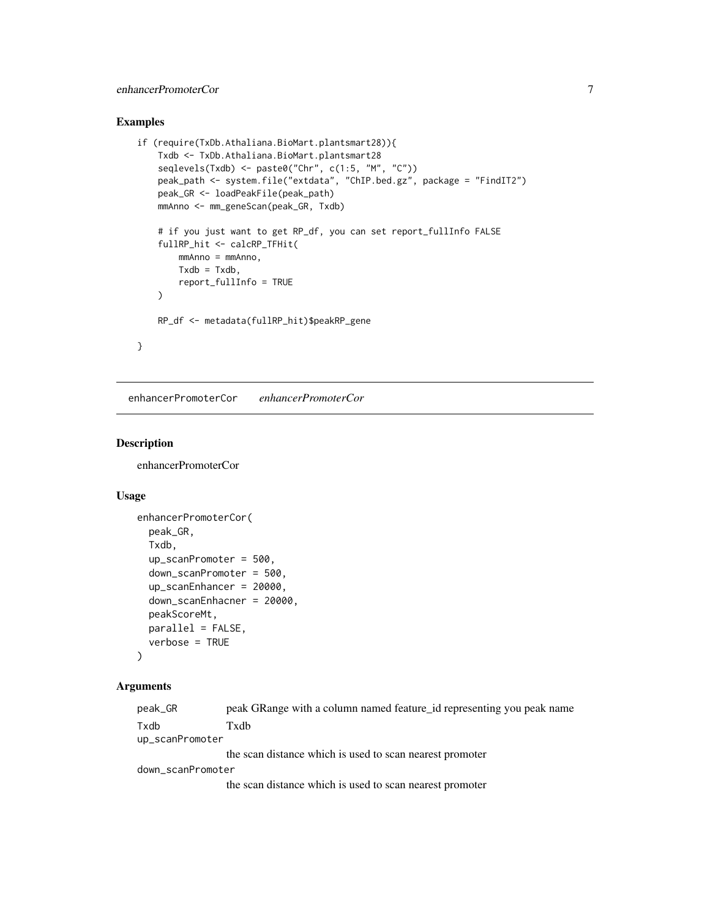## Examples

```
if (require(TxDb.Athaliana.BioMart.plantsmart28)){
    Txdb <- TxDb.Athaliana.BioMart.plantsmart28
    seqlevels(Txdb) <- paste0("Chr", c(1:5, "M", "C"))
    peak_path <- system.file("extdata", "ChIP.bed.gz", package = "FindIT2")
    peak_GR <- loadPeakFile(peak_path)
    mmAnno <- mm_geneScan(peak_GR, Txdb)

    # if you just want to get RP_df, you can set report_fullInfo FALSE
    fullRP_hit <- calcRP_TFHit(
        mmAnno = mmAnno,
        Txdb = Txdb,
        report_fullInfo = TRUE
    )

    RP_df <- metadata(fullRP_hit)$peakRP_gene

}
```

---

# enhancerPromoterCor    *enhancerPromoterCor*

---

## Description

enhancerPromoterCor

## Usage

```
enhancerPromoterCor(
  peak_GR,
  Txdb,
  up_scanPromoter = 500,
  down_scanPromoter = 500,
  up_scanEnhancer = 20000,
  down_scanEnhacner = 20000,
  peakScoreMt,
  parallel = FALSE,
  verbose = TRUE
)
```

## Arguments

| | |
|---|---|
| peak_GR | peak GRange with a column named feature_id representing you peak name |
| Txdb | Txdb |
| up_scanPromoter | the scan distance which is used to scan nearest promoter |
| down_scanPromoter | the scan distance which is used to scan nearest promoter |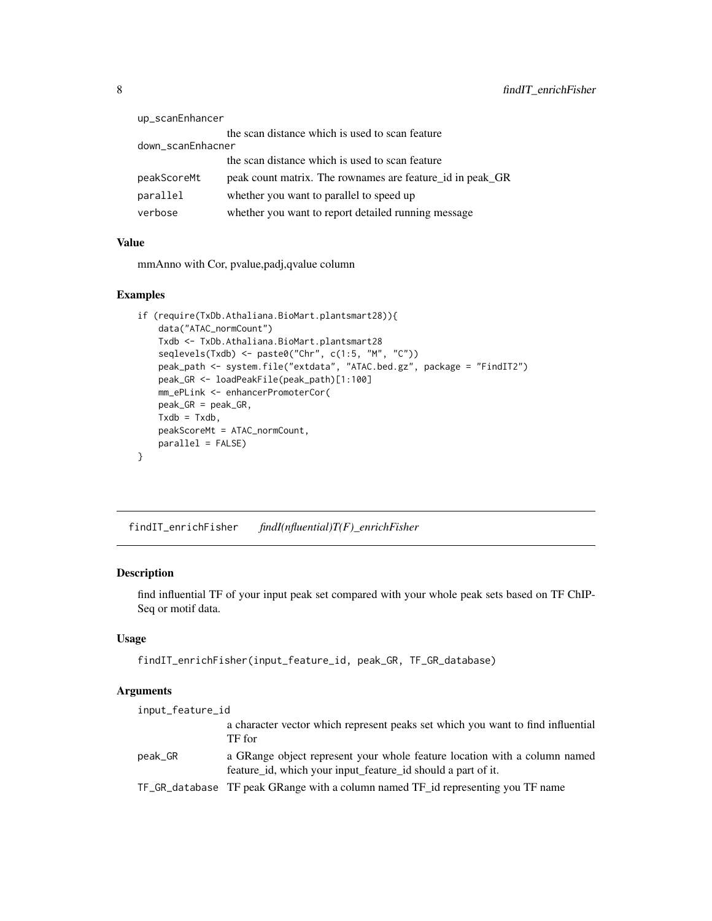up_scanEnhancer
: the scan distance which is used to scan feature

down_scanEnhacner
: the scan distance which is used to scan feature

peakScoreMt
: peak count matrix. The rownames are feature_id in peak_GR

parallel
: whether you want to parallel to speed up

verbose
: whether you want to report detailed running message

### Value

mmAnno with Cor, pvalue,padj,qvalue column

### Examples

```
if (require(TxDb.Athaliana.BioMart.plantsmart28)){
    data("ATAC_normCount")
    Txdb <- TxDb.Athaliana.BioMart.plantsmart28
    seqlevels(Txdb) <- paste0("Chr", c(1:5, "M", "C"))
    peak_path <- system.file("extdata", "ATAC.bed.gz", package = "FindIT2")
    peak_GR <- loadPeakFile(peak_path)[1:100]
    mm_ePLink <- enhancerPromoterCor(
    peak_GR = peak_GR,
    Txdb = Txdb,
    peakScoreMt = ATAC_normCount,
    parallel = FALSE)
}
```

---

## findIT_enrichFisher *findI(nfluential)T(F)_enrichFisher*

### Description

find influential TF of your input peak set compared with your whole peak sets based on TF ChIP-Seq or motif data.

### Usage

```
findIT_enrichFisher(input_feature_id, peak_GR, TF_GR_database)
```

### Arguments

input_feature_id
: a character vector which represent peaks set which you want to find influential TF for

peak_GR
: a GRange object represent your whole feature location with a column named feature_id, which your input_feature_id should a part of it.

TF_GR_database
: TF peak GRange with a column named TF_id representing you TF name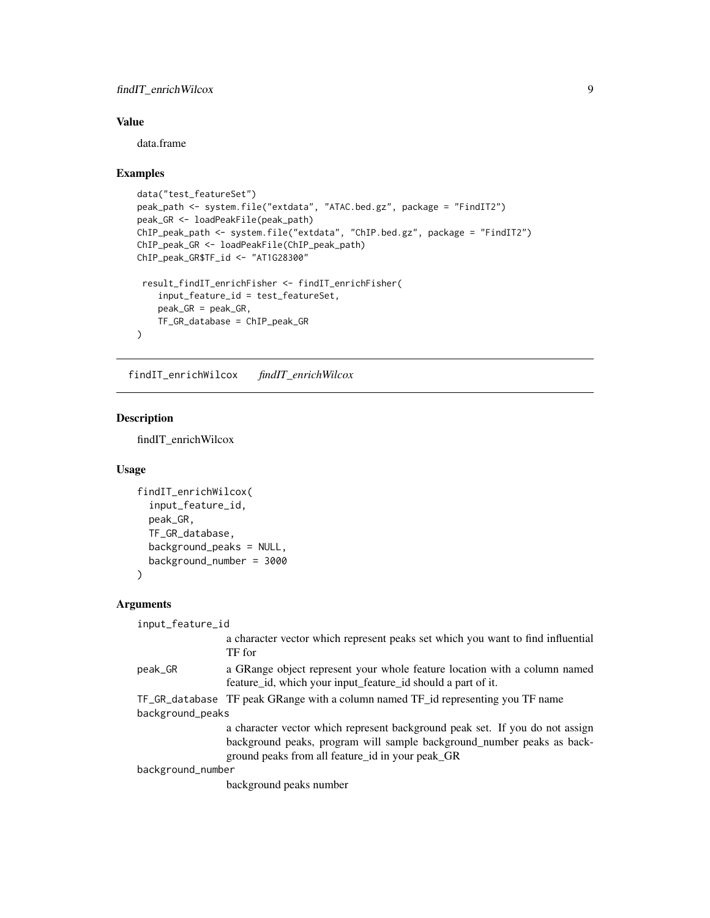## Value

data.frame

## Examples

```
data("test_featureSet")
peak_path <- system.file("extdata", "ATAC.bed.gz", package = "FindIT2")
peak_GR <- loadPeakFile(peak_path)
ChIP_peak_path <- system.file("extdata", "ChIP.bed.gz", package = "FindIT2")
ChIP_peak_GR <- loadPeakFile(ChIP_peak_path)
ChIP_peak_GR$TF_id <- "AT1G28300"

 result_findIT_enrichFisher <- findIT_enrichFisher(
    input_feature_id = test_featureSet,
    peak_GR = peak_GR,
    TF_GR_database = ChIP_peak_GR
)
```

---

# findIT_enrichWilcox    *findIT_enrichWilcox*

## Description

findIT_enrichWilcox

## Usage

```
findIT_enrichWilcox(
  input_feature_id,
  peak_GR,
  TF_GR_database,
  background_peaks = NULL,
  background_number = 3000
)
```

## Arguments

`input_feature_id`
: a character vector which represent peaks set which you want to find influential TF for

`peak_GR`
: a GRange object represent your whole feature location with a column named feature_id, which your input_feature_id should a part of it.

`TF_GR_database`
: TF peak GRange with a column named TF_id representing you TF name

`background_peaks`
: a character vector which represent background peak set. If you do not assign background peaks, program will sample background_number peaks as background peaks from all feature_id in your peak_GR

`background_number`
: background peaks number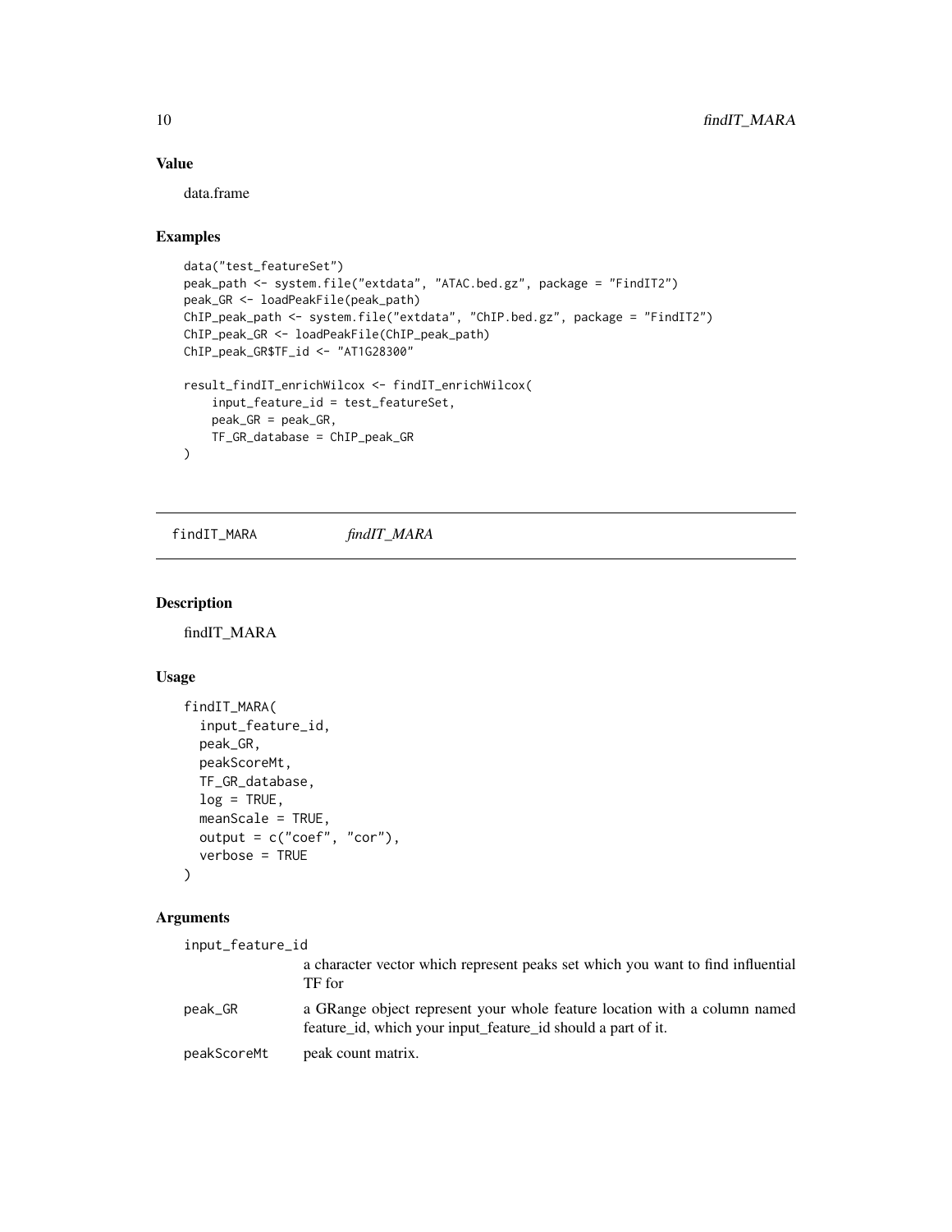### Value

data.frame

### Examples

```
data("test_featureSet")
peak_path <- system.file("extdata", "ATAC.bed.gz", package = "FindIT2")
peak_GR <- loadPeakFile(peak_path)
ChIP_peak_path <- system.file("extdata", "ChIP.bed.gz", package = "FindIT2")
ChIP_peak_GR <- loadPeakFile(ChIP_peak_path)
ChIP_peak_GR$TF_id <- "AT1G28300"

result_findIT_enrichWilcox <- findIT_enrichWilcox(
    input_feature_id = test_featureSet,
    peak_GR = peak_GR,
    TF_GR_database = ChIP_peak_GR
)
```

---

## findIT_MARA  *findIT_MARA*

---

### Description

findIT_MARA

### Usage

```
findIT_MARA(
  input_feature_id,
  peak_GR,
  peakScoreMt,
  TF_GR_database,
  log = TRUE,
  meanScale = TRUE,
  output = c("coef", "cor"),
  verbose = TRUE
)
```

### Arguments

| | |
|---|---|
| input_feature_id | a character vector which represent peaks set which you want to find influential TF for |
| peak_GR | a GRange object represent your whole feature location with a column named feature_id, which your input_feature_id should a part of it. |
| peakScoreMt | peak count matrix. |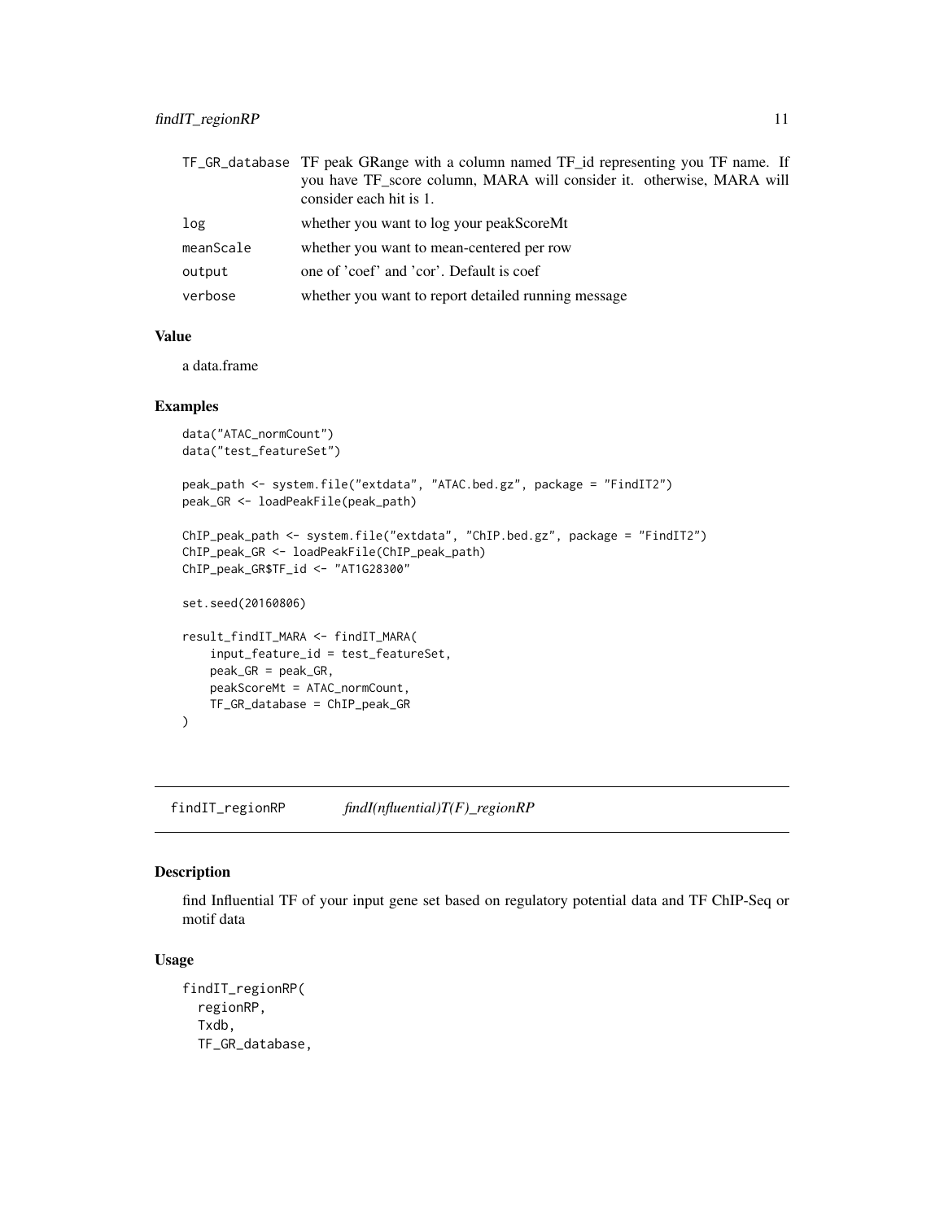| | |
|---|---|
| TF_GR_database | TF peak GRange with a column named TF_id representing you TF name. If you have TF_score column, MARA will consider it. otherwise, MARA will consider each hit is 1. |
| log | whether you want to log your peakScoreMt |
| meanScale | whether you want to mean-centered per row |
| output | one of 'coef' and 'cor'. Default is coef |
| verbose | whether you want to report detailed running message |

### Value

a data.frame

### Examples

```
data("ATAC_normCount")
data("test_featureSet")

peak_path <- system.file("extdata", "ATAC.bed.gz", package = "FindIT2")
peak_GR <- loadPeakFile(peak_path)

ChIP_peak_path <- system.file("extdata", "ChIP.bed.gz", package = "FindIT2")
ChIP_peak_GR <- loadPeakFile(ChIP_peak_path)
ChIP_peak_GR$TF_id <- "AT1G28300"

set.seed(20160806)

result_findIT_MARA <- findIT_MARA(
    input_feature_id = test_featureSet,
    peak_GR = peak_GR,
    peakScoreMt = ATAC_normCount,
    TF_GR_database = ChIP_peak_GR
)
```

## findIT_regionRP    *findI(nfluential)T(F)_regionRP*

### Description

find Influential TF of your input gene set based on regulatory potential data and TF ChIP-Seq or motif data

### Usage

```
findIT_regionRP(
  regionRP,
  Txdb,
  TF_GR_database,
```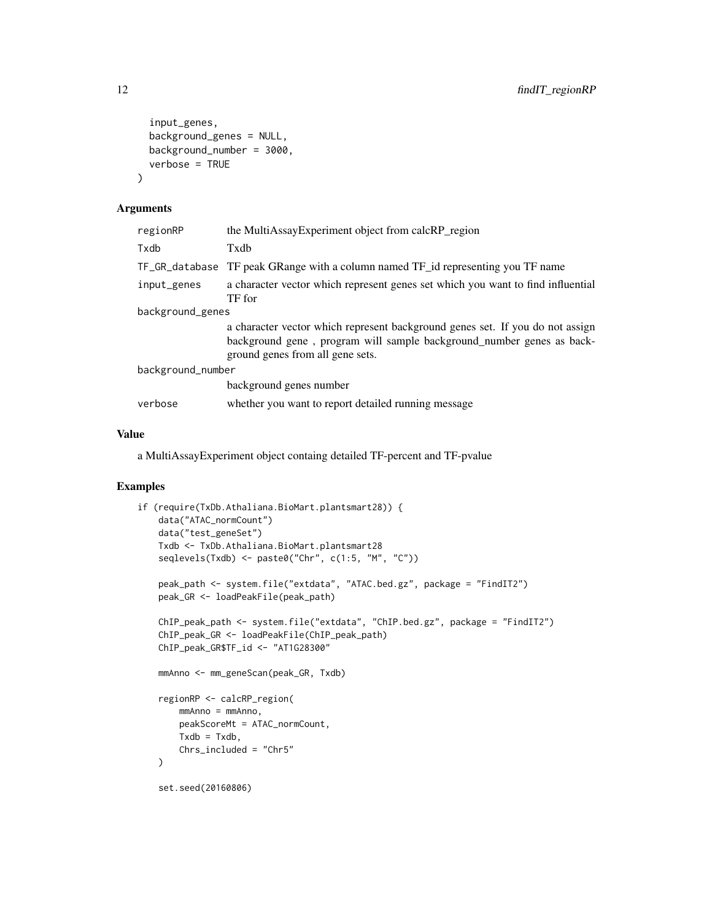```
  input_genes,
  background_genes = NULL,
  background_number = 3000,
  verbose = TRUE
)
```

## Arguments

| | |
|---|---|
| regionRP | the MultiAssayExperiment object from calcRP_region |
| Txdb | Txdb |
| TF_GR_database | TF peak GRange with a column named TF_id representing you TF name |
| input_genes | a character vector which represent genes set which you want to find influential TF for |
| background_genes | a character vector which represent background genes set. If you do not assign background gene , program will sample background_number genes as background genes from all gene sets. |
| background_number | background genes number |
| verbose | whether you want to report detailed running message |

## Value

a MultiAssayExperiment object containg detailed TF-percent and TF-pvalue

## Examples

```
if (require(TxDb.Athaliana.BioMart.plantsmart28)) {
    data("ATAC_normCount")
    data("test_geneSet")
    Txdb <- TxDb.Athaliana.BioMart.plantsmart28
    seqlevels(Txdb) <- paste0("Chr", c(1:5, "M", "C"))

    peak_path <- system.file("extdata", "ATAC.bed.gz", package = "FindIT2")
    peak_GR <- loadPeakFile(peak_path)

    ChIP_peak_path <- system.file("extdata", "ChIP.bed.gz", package = "FindIT2")
    ChIP_peak_GR <- loadPeakFile(ChIP_peak_path)
    ChIP_peak_GR$TF_id <- "AT1G28300"

    mmAnno <- mm_geneScan(peak_GR, Txdb)

    regionRP <- calcRP_region(
        mmAnno = mmAnno,
        peakScoreMt = ATAC_normCount,
        Txdb = Txdb,
        Chrs_included = "Chr5"
    )

    set.seed(20160806)
```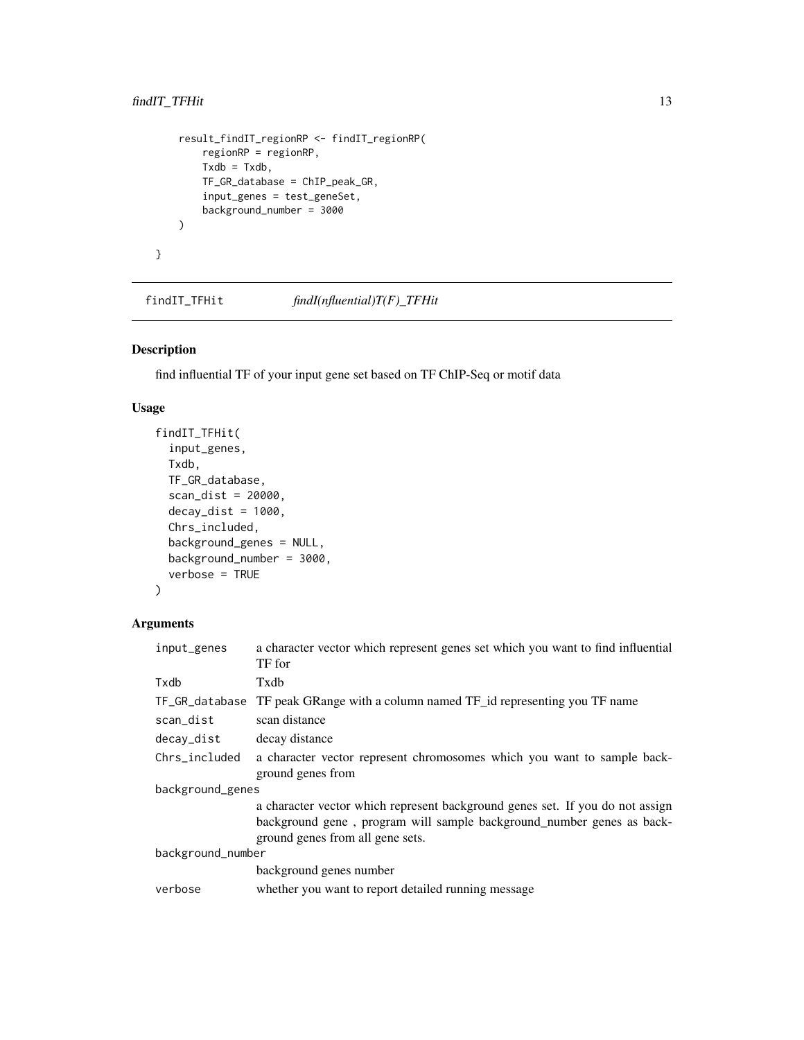```
    result_findIT_regionRP <- findIT_regionRP(
        regionRP = regionRP,
        Txdb = Txdb,
        TF_GR_database = ChIP_peak_GR,
        input_genes = test_geneSet,
        background_number = 3000
    )

}
```

## findIT_TFHit — *findI(nfluential)T(F)_TFHit*

### Description

find influential TF of your input gene set based on TF ChIP-Seq or motif data

### Usage

```
findIT_TFHit(
  input_genes,
  Txdb,
  TF_GR_database,
  scan_dist = 20000,
  decay_dist = 1000,
  Chrs_included,
  background_genes = NULL,
  background_number = 3000,
  verbose = TRUE
)
```

### Arguments

| Argument | Description |
| --- | --- |
| `input_genes` | a character vector which represent genes set which you want to find influential TF for |
| `Txdb` | Txdb |
| `TF_GR_database` | TF peak GRange with a column named TF_id representing you TF name |
| `scan_dist` | scan distance |
| `decay_dist` | decay distance |
| `Chrs_included` | a character vector represent chromosomes which you want to sample background genes from |
| `background_genes` | a character vector which represent background genes set. If you do not assign background gene , program will sample background_number genes as background genes from all gene sets. |
| `background_number` | background genes number |
| `verbose` | whether you want to report detailed running message |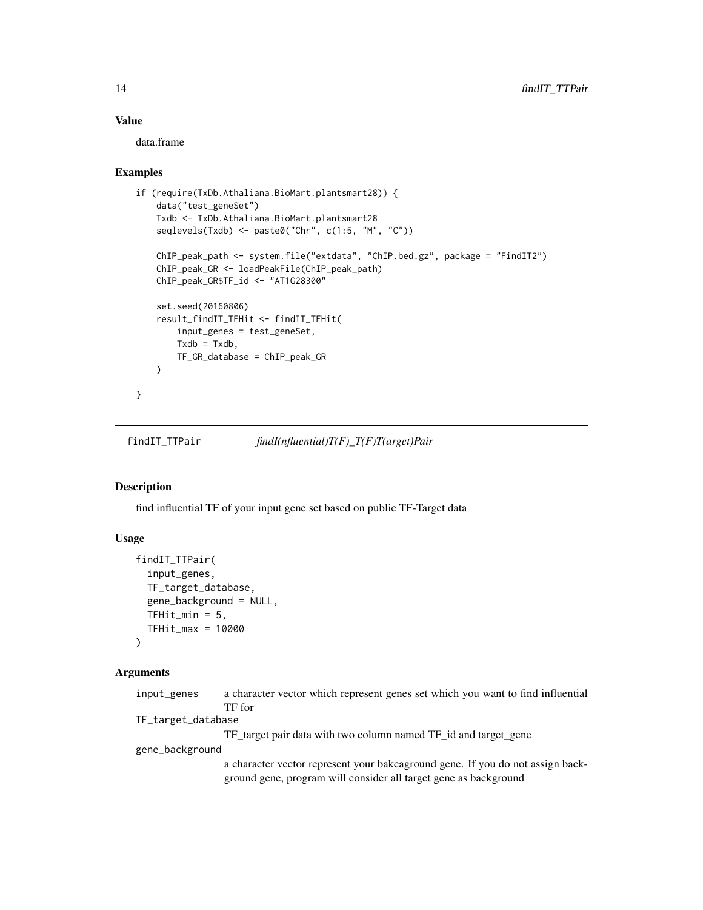### Value

data.frame

### Examples

```
if (require(TxDb.Athaliana.BioMart.plantsmart28)) {
    data("test_geneSet")
    Txdb <- TxDb.Athaliana.BioMart.plantsmart28
    seqlevels(Txdb) <- paste0("Chr", c(1:5, "M", "C"))

    ChIP_peak_path <- system.file("extdata", "ChIP.bed.gz", package = "FindIT2")
    ChIP_peak_GR <- loadPeakFile(ChIP_peak_path)
    ChIP_peak_GR$TF_id <- "AT1G28300"

    set.seed(20160806)
    result_findIT_TFHit <- findIT_TFHit(
        input_genes = test_geneSet,
        Txdb = Txdb,
        TF_GR_database = ChIP_peak_GR
    )

}
```

---

## findIT_TTPair    *findI(nfluential)T(F)_T(F)T(arget)Pair*

### Description

find influential TF of your input gene set based on public TF-Target data

### Usage

```
findIT_TTPair(
  input_genes,
  TF_target_database,
  gene_background = NULL,
  TFHit_min = 5,
  TFHit_max = 10000
)
```

### Arguments

| | |
|---|---|
| input_genes | a character vector which represent genes set which you want to find influential TF for |
| TF_target_database | TF_target pair data with two column named TF_id and target_gene |
| gene_background | a character vector represent your bakcaground gene. If you do not assign background gene, program will consider all target gene as background |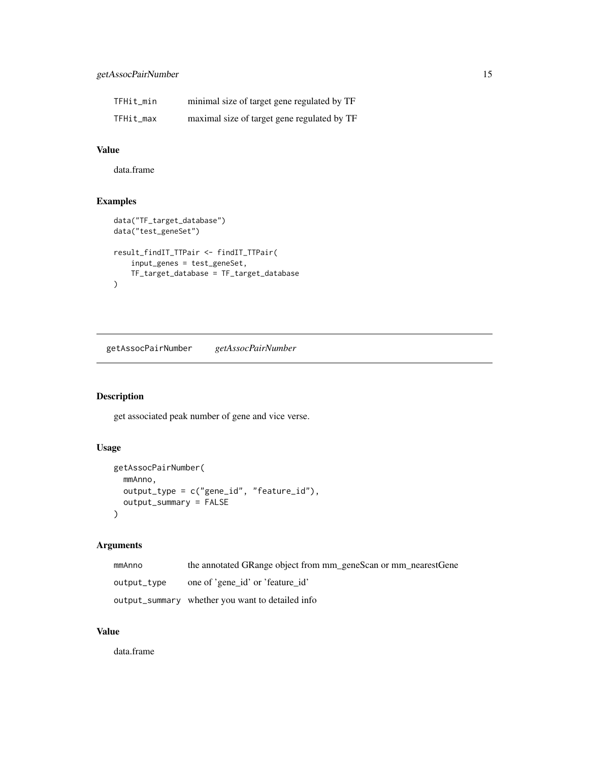| | |
|---|---|
| TFHit_min | minimal size of target gene regulated by TF |
| TFHit_max | maximal size of target gene regulated by TF |

### Value

data.frame

### Examples

```
data("TF_target_database")
data("test_geneSet")

result_findIT_TTPair <- findIT_TTPair(
    input_genes = test_geneSet,
    TF_target_database = TF_target_database
)
```

---

## getAssocPairNumber *getAssocPairNumber*

---

### Description

get associated peak number of gene and vice verse.

### Usage

```
getAssocPairNumber(
  mmAnno,
  output_type = c("gene_id", "feature_id"),
  output_summary = FALSE
)
```

### Arguments

| | |
|---|---|
| mmAnno | the annotated GRange object from mm_geneScan or mm_nearestGene |
| output_type | one of 'gene_id' or 'feature_id' |
| output_summary | whether you want to detailed info |

### Value

data.frame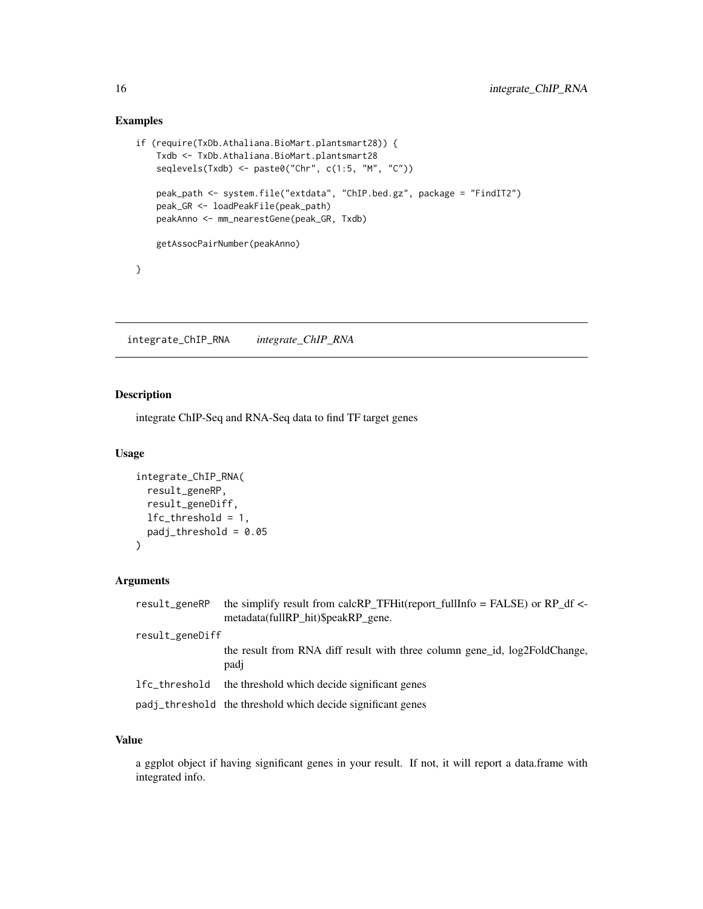## Examples

```
if (require(TxDb.Athaliana.BioMart.plantsmart28)) {
    Txdb <- TxDb.Athaliana.BioMart.plantsmart28
    seqlevels(Txdb) <- paste0("Chr", c(1:5, "M", "C"))

    peak_path <- system.file("extdata", "ChIP.bed.gz", package = "FindIT2")
    peak_GR <- loadPeakFile(peak_path)
    peakAnno <- mm_nearestGene(peak_GR, Txdb)

    getAssocPairNumber(peakAnno)

}
```

---

# integrate_ChIP_RNA    *integrate_ChIP_RNA*

---

## Description

integrate ChIP-Seq and RNA-Seq data to find TF target genes

## Usage

```
integrate_ChIP_RNA(
  result_geneRP,
  result_geneDiff,
  lfc_threshold = 1,
  padj_threshold = 0.05
)
```

## Arguments

| | |
|---|---|
| `result_geneRP` | the simplify result from calcRP_TFHit(report_fullInfo = FALSE) or RP_df <- metadata(fullRP_hit)$peakRP_gene. |
| `result_geneDiff` | the result from RNA diff result with three column gene_id, log2FoldChange, padj |
| `lfc_threshold` | the threshold which decide significant genes |
| `padj_threshold` | the threshold which decide significant genes |

## Value

a ggplot object if having significant genes in your result. If not, it will report a data.frame with integrated info.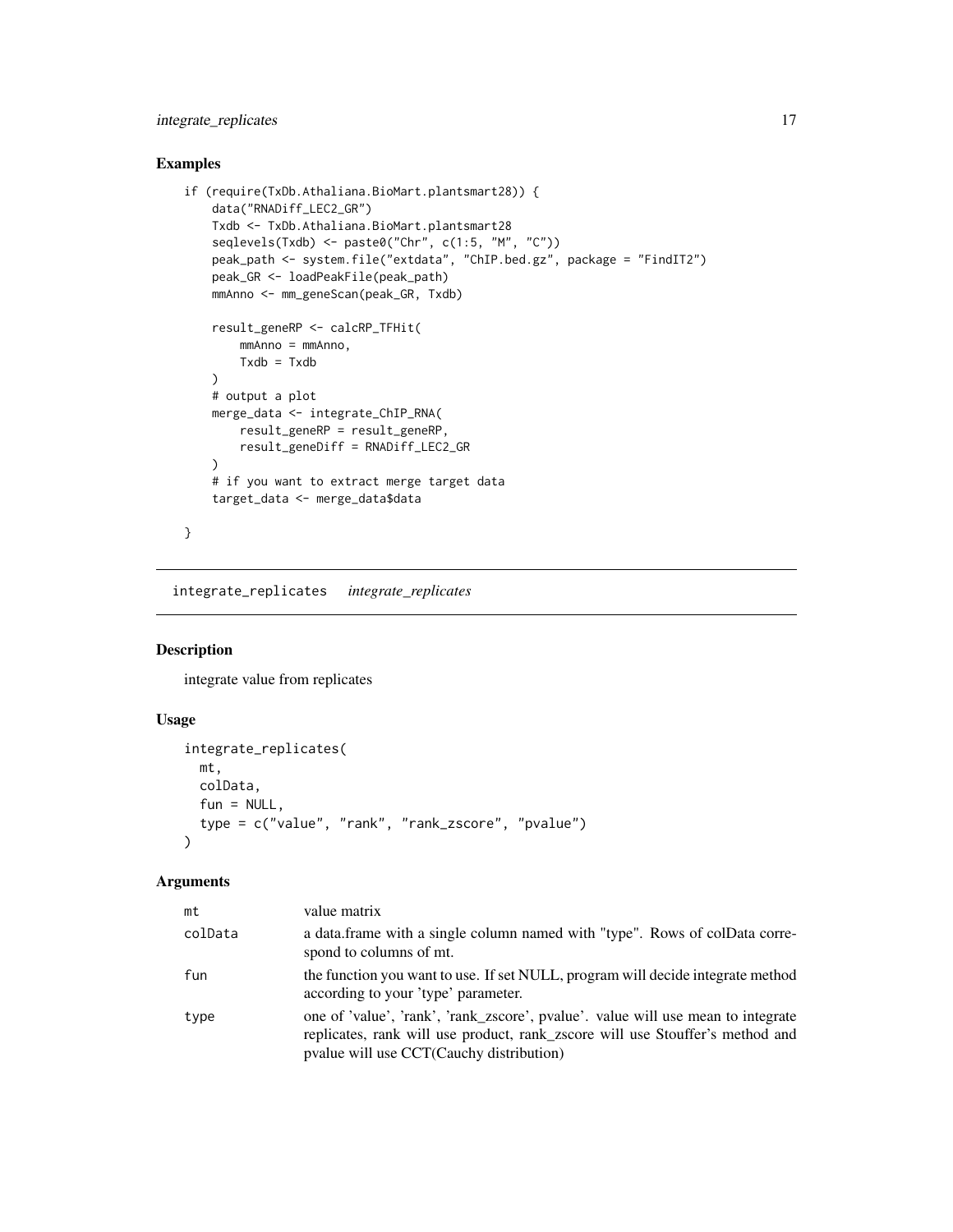## Examples

```
if (require(TxDb.Athaliana.BioMart.plantsmart28)) {
    data("RNADiff_LEC2_GR")
    Txdb <- TxDb.Athaliana.BioMart.plantsmart28
    seqlevels(Txdb) <- paste0("Chr", c(1:5, "M", "C"))
    peak_path <- system.file("extdata", "ChIP.bed.gz", package = "FindIT2")
    peak_GR <- loadPeakFile(peak_path)
    mmAnno <- mm_geneScan(peak_GR, Txdb)

    result_geneRP <- calcRP_TFHit(
        mmAnno = mmAnno,
        Txdb = Txdb
    )
    # output a plot
    merge_data <- integrate_ChIP_RNA(
        result_geneRP = result_geneRP,
        result_geneDiff = RNADiff_LEC2_GR
    )
    # if you want to extract merge target data
    target_data <- merge_data$data

}
```

---

# integrate_replicates    *integrate_replicates*

## Description

integrate value from replicates

## Usage

```
integrate_replicates(
  mt,
  colData,
  fun = NULL,
  type = c("value", "rank", "rank_zscore", "pvalue")
)
```

## Arguments

| | |
|---|---|
| mt | value matrix |
| colData | a data.frame with a single column named with "type". Rows of colData correspond to columns of mt. |
| fun | the function you want to use. If set NULL, program will decide integrate method according to your 'type' parameter. |
| type | one of 'value', 'rank', 'rank_zscore', pvalue'. value will use mean to integrate replicates, rank will use product, rank_zscore will use Stouffer's method and pvalue will use CCT(Cauchy distribution) |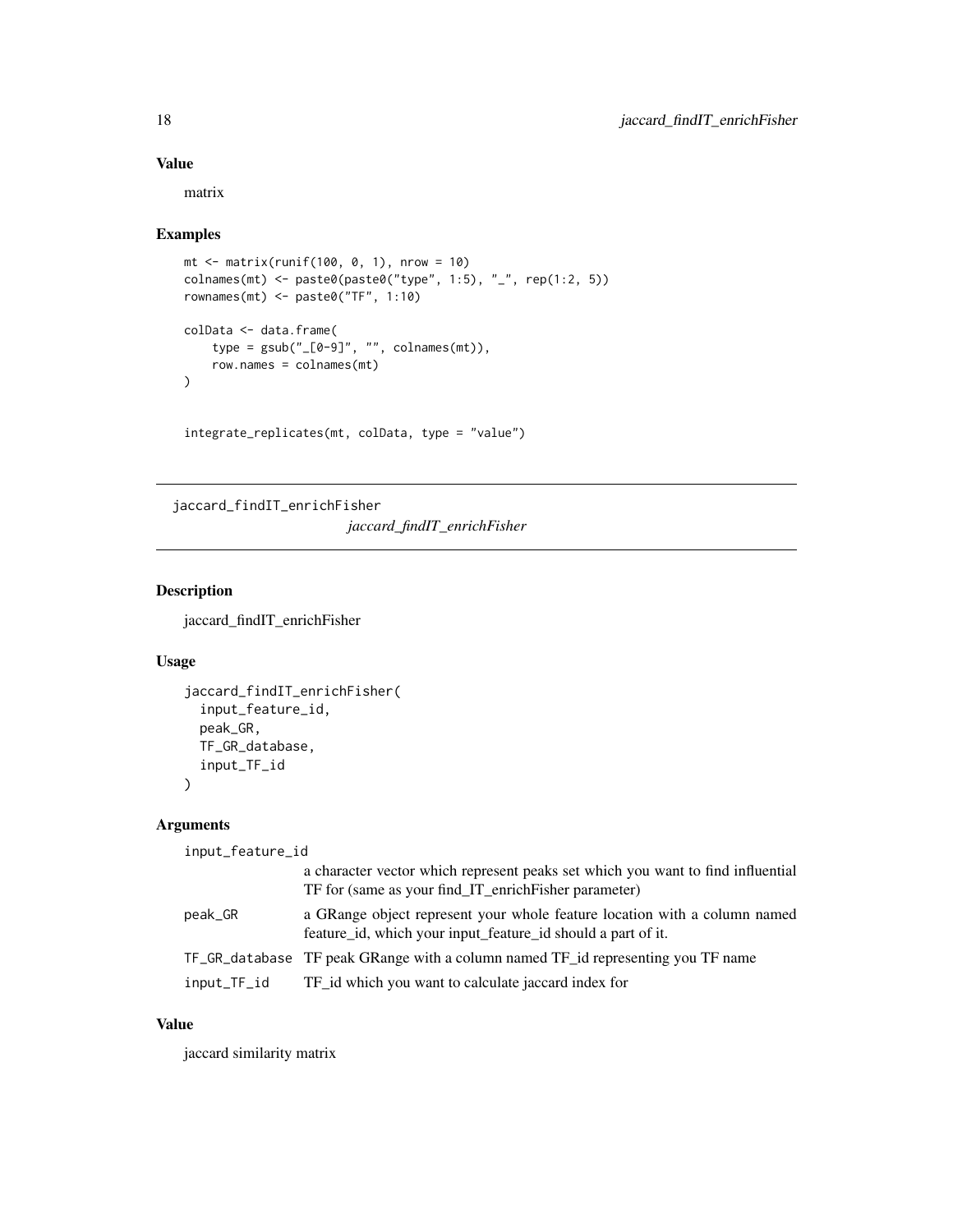### Value

matrix

### Examples

```
mt <- matrix(runif(100, 0, 1), nrow = 10)
colnames(mt) <- paste0(paste0("type", 1:5), "_", rep(1:2, 5))
rownames(mt) <- paste0("TF", 1:10)

colData <- data.frame(
    type = gsub("_[0-9]", "", colnames(mt)),
    row.names = colnames(mt)
)


integrate_replicates(mt, colData, type = "value")
```

---

## jaccard_findIT_enrichFisher

*jaccard_findIT_enrichFisher*

---

### Description

jaccard_findIT_enrichFisher

### Usage

```
jaccard_findIT_enrichFisher(
  input_feature_id,
  peak_GR,
  TF_GR_database,
  input_TF_id
)
```

### Arguments

| Argument | Description |
|---|---|
| input_feature_id | a character vector which represent peaks set which you want to find influential TF for (same as your find_IT_enrichFisher parameter) |
| peak_GR | a GRange object represent your whole feature location with a column named feature_id, which your input_feature_id should a part of it. |
| TF_GR_database | TF peak GRange with a column named TF_id representing you TF name |
| input_TF_id | TF_id which you want to calculate jaccard index for |

### Value

jaccard similarity matrix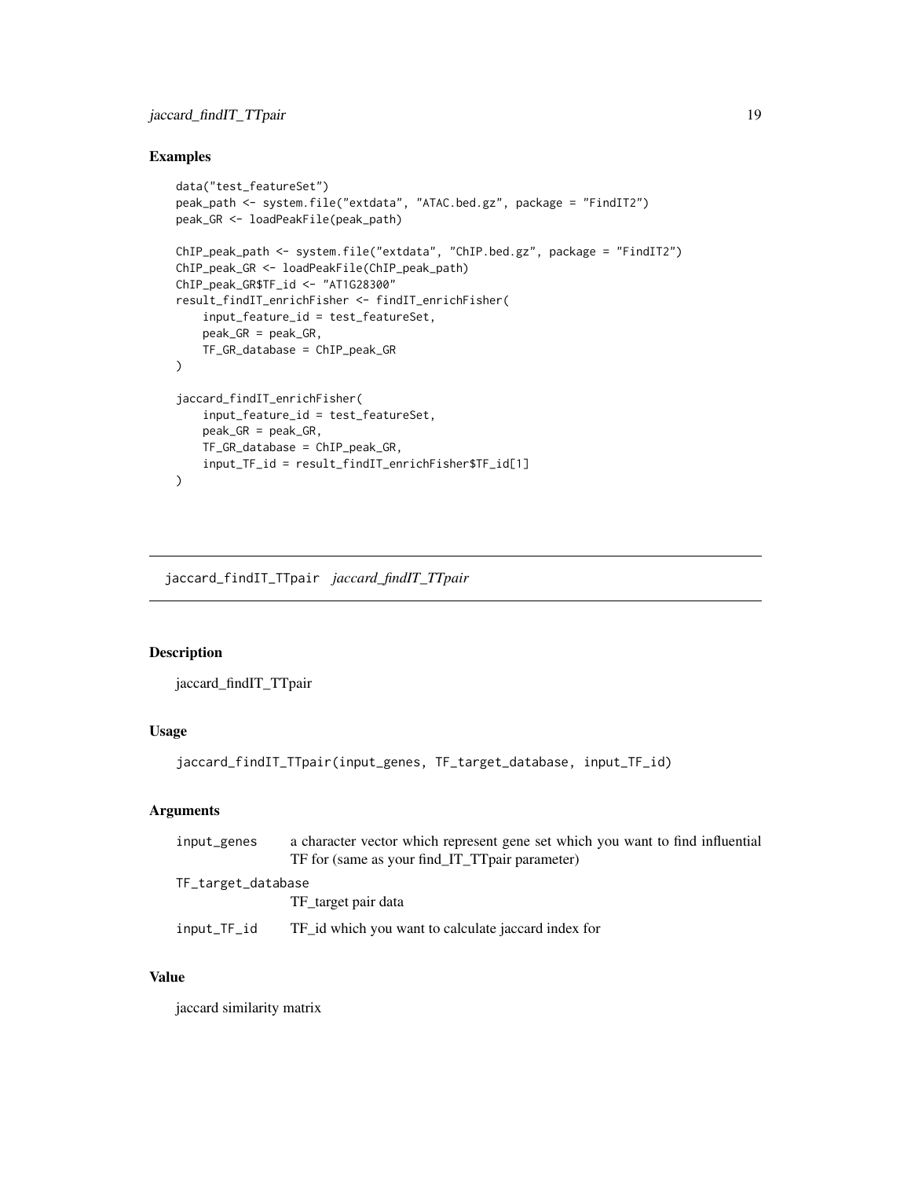### Examples

```
data("test_featureSet")
peak_path <- system.file("extdata", "ATAC.bed.gz", package = "FindIT2")
peak_GR <- loadPeakFile(peak_path)

ChIP_peak_path <- system.file("extdata", "ChIP.bed.gz", package = "FindIT2")
ChIP_peak_GR <- loadPeakFile(ChIP_peak_path)
ChIP_peak_GR$TF_id <- "AT1G28300"
result_findIT_enrichFisher <- findIT_enrichFisher(
    input_feature_id = test_featureSet,
    peak_GR = peak_GR,
    TF_GR_database = ChIP_peak_GR
)

jaccard_findIT_enrichFisher(
    input_feature_id = test_featureSet,
    peak_GR = peak_GR,
    TF_GR_database = ChIP_peak_GR,
    input_TF_id = result_findIT_enrichFisher$TF_id[1]
)
```

---

## jaccard_findIT_TTpair    *jaccard_findIT_TTpair*

### Description

jaccard_findIT_TTpair

### Usage

```
jaccard_findIT_TTpair(input_genes, TF_target_database, input_TF_id)
```

### Arguments

| | |
|---|---|
| input_genes | a character vector which represent gene set which you want to find influential TF for (same as your find_IT_TTpair parameter) |
| TF_target_database | TF_target pair data |
| input_TF_id | TF_id which you want to calculate jaccard index for |

### Value

jaccard similarity matrix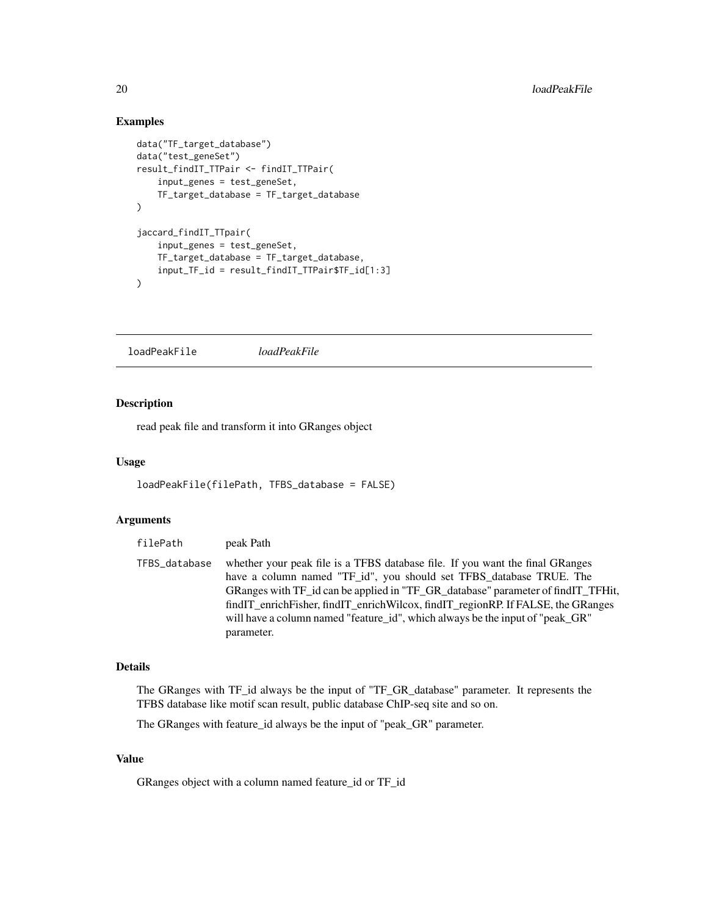## Examples

```
data("TF_target_database")
data("test_geneSet")
result_findIT_TTPair <- findIT_TTPair(
    input_genes = test_geneSet,
    TF_target_database = TF_target_database
)

jaccard_findIT_TTpair(
    input_genes = test_geneSet,
    TF_target_database = TF_target_database,
    input_TF_id = result_findIT_TTPair$TF_id[1:3]
)
```

---

# loadPeakFile *loadPeakFile*

---

## Description

read peak file and transform it into GRanges object

## Usage

```
loadPeakFile(filePath, TFBS_database = FALSE)
```

## Arguments

| | |
|---|---|
| filePath | peak Path |
| TFBS_database | whether your peak file is a TFBS database file. If you want the final GRanges have a column named "TF_id", you should set TFBS_database TRUE. The GRanges with TF_id can be applied in "TF_GR_database" parameter of findIT_TFHit, findIT_enrichFisher, findIT_enrichWilcox, findIT_regionRP. If FALSE, the GRanges will have a column named "feature_id", which always be the input of "peak_GR" parameter. |

## Details

The GRanges with TF_id always be the input of "TF_GR_database" parameter. It represents the TFBS database like motif scan result, public database ChIP-seq site and so on.

The GRanges with feature_id always be the input of "peak_GR" parameter.

## Value

GRanges object with a column named feature_id or TF_id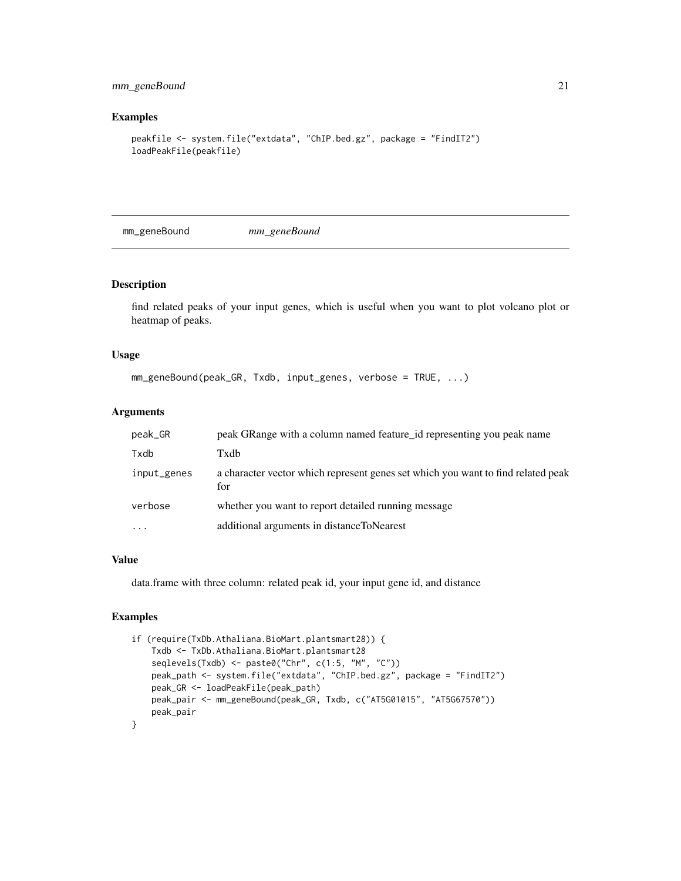### Examples

```
peakfile <- system.file("extdata", "ChIP.bed.gz", package = "FindIT2")
loadPeakFile(peakfile)
```

---

## mm_geneBound *mm_geneBound*

---

### Description

find related peaks of your input genes, which is useful when you want to plot volcano plot or heatmap of peaks.

### Usage

```
mm_geneBound(peak_GR, Txdb, input_genes, verbose = TRUE, ...)
```

### Arguments

| | |
|---|---|
| peak_GR | peak GRange with a column named feature_id representing you peak name |
| Txdb | Txdb |
| input_genes | a character vector which represent genes set which you want to find related peak for |
| verbose | whether you want to report detailed running message |
| ... | additional arguments in distanceToNearest |

### Value

data.frame with three column: related peak id, your input gene id, and distance

### Examples

```
if (require(TxDb.Athaliana.BioMart.plantsmart28)) {
    Txdb <- TxDb.Athaliana.BioMart.plantsmart28
    seqlevels(Txdb) <- paste0("Chr", c(1:5, "M", "C"))
    peak_path <- system.file("extdata", "ChIP.bed.gz", package = "FindIT2")
    peak_GR <- loadPeakFile(peak_path)
    peak_pair <- mm_geneBound(peak_GR, Txdb, c("AT5G01015", "AT5G67570"))
    peak_pair
}
```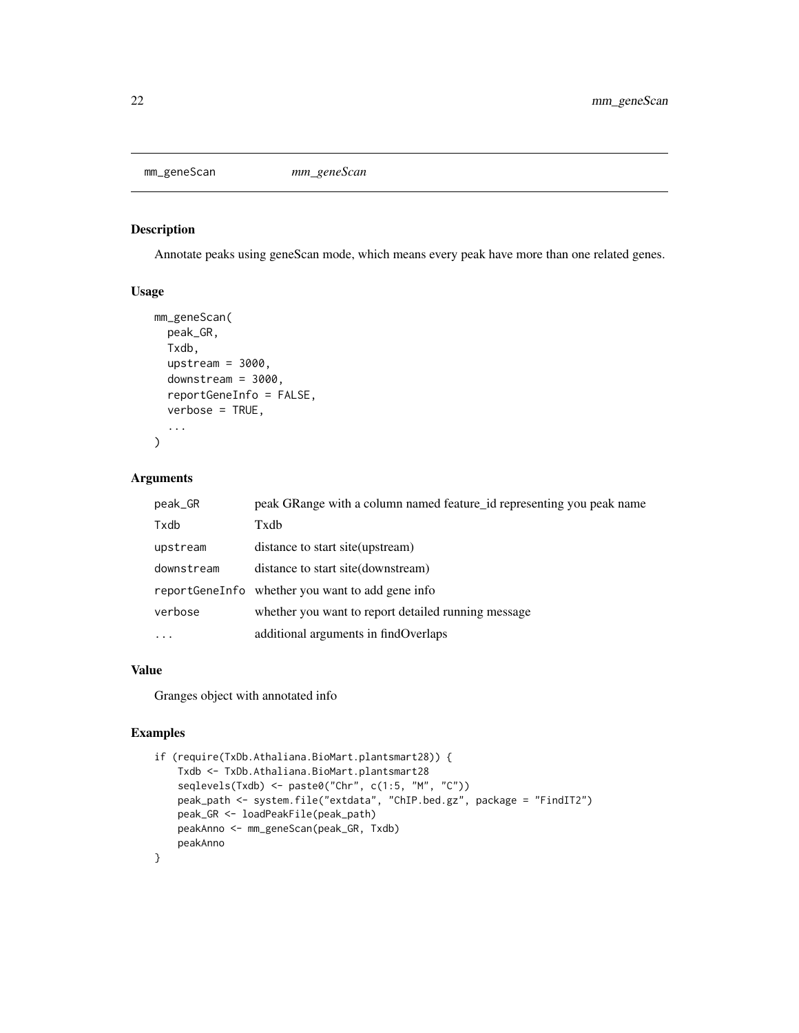## mm_geneScan *mm_geneScan*

### Description

Annotate peaks using geneScan mode, which means every peak have more than one related genes.

### Usage

```
mm_geneScan(
  peak_GR,
  Txdb,
  upstream = 3000,
  downstream = 3000,
  reportGeneInfo = FALSE,
  verbose = TRUE,
  ...
)
```

### Arguments

| | |
|---|---|
| peak_GR | peak GRange with a column named feature_id representing you peak name |
| Txdb | Txdb |
| upstream | distance to start site(upstream) |
| downstream | distance to start site(downstream) |
| reportGeneInfo | whether you want to add gene info |
| verbose | whether you want to report detailed running message |
| ... | additional arguments in findOverlaps |

### Value

Granges object with annotated info

### Examples

```
if (require(TxDb.Athaliana.BioMart.plantsmart28)) {
    Txdb <- TxDb.Athaliana.BioMart.plantsmart28
    seqlevels(Txdb) <- paste0("Chr", c(1:5, "M", "C"))
    peak_path <- system.file("extdata", "ChIP.bed.gz", package = "FindIT2")
    peak_GR <- loadPeakFile(peak_path)
    peakAnno <- mm_geneScan(peak_GR, Txdb)
    peakAnno
}
```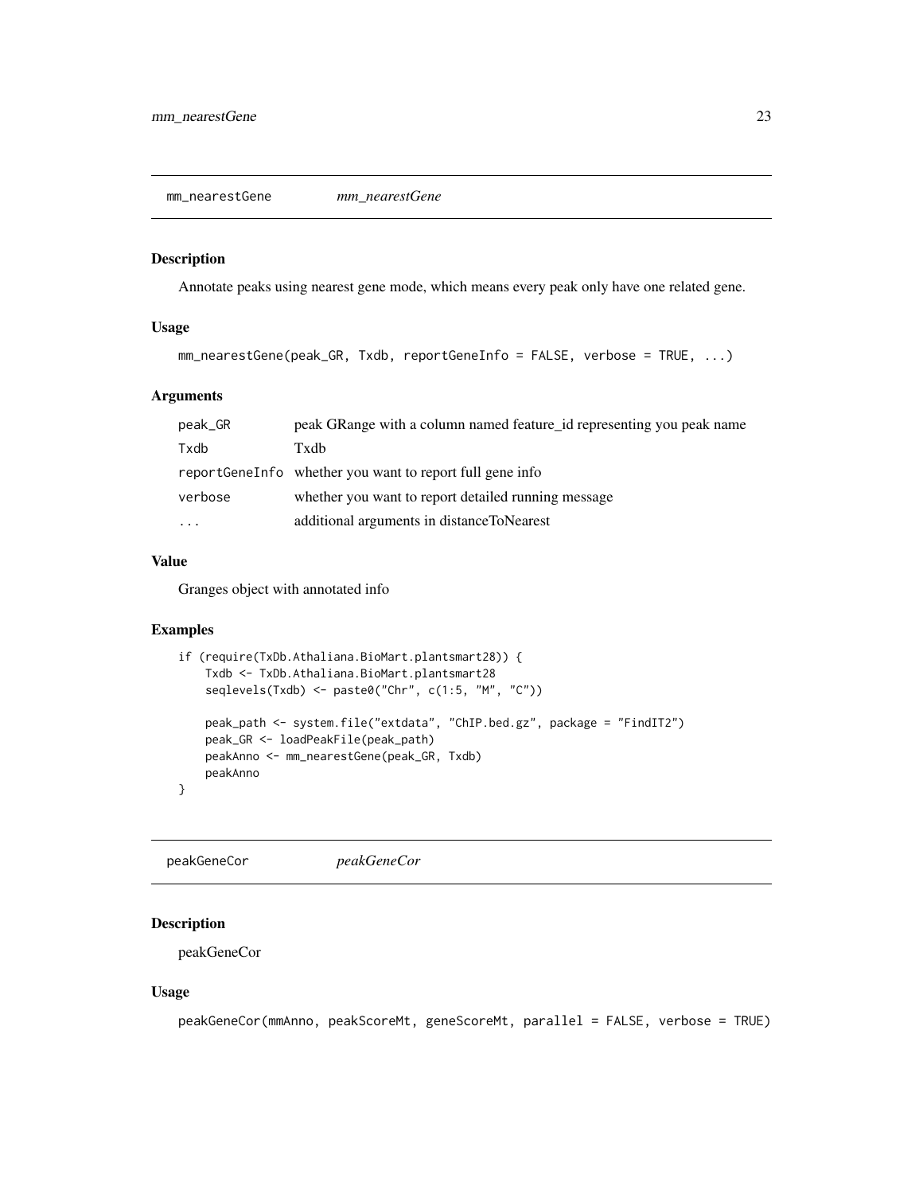## mm_nearestGene *mm_nearestGene*

### Description

Annotate peaks using nearest gene mode, which means every peak only have one related gene.

### Usage

```
mm_nearestGene(peak_GR, Txdb, reportGeneInfo = FALSE, verbose = TRUE, ...)
```

### Arguments

| | |
|---|---|
| peak_GR | peak GRange with a column named feature_id representing you peak name |
| Txdb | Txdb |
| reportGeneInfo | whether you want to report full gene info |
| verbose | whether you want to report detailed running message |
| ... | additional arguments in distanceToNearest |

### Value

Granges object with annotated info

### Examples

```
if (require(TxDb.Athaliana.BioMart.plantsmart28)) {
    Txdb <- TxDb.Athaliana.BioMart.plantsmart28
    seqlevels(Txdb) <- paste0("Chr", c(1:5, "M", "C"))

    peak_path <- system.file("extdata", "ChIP.bed.gz", package = "FindIT2")
    peak_GR <- loadPeakFile(peak_path)
    peakAnno <- mm_nearestGene(peak_GR, Txdb)
    peakAnno
}
```

## peakGeneCor *peakGeneCor*

### Description

peakGeneCor

### Usage

```
peakGeneCor(mmAnno, peakScoreMt, geneScoreMt, parallel = FALSE, verbose = TRUE)
```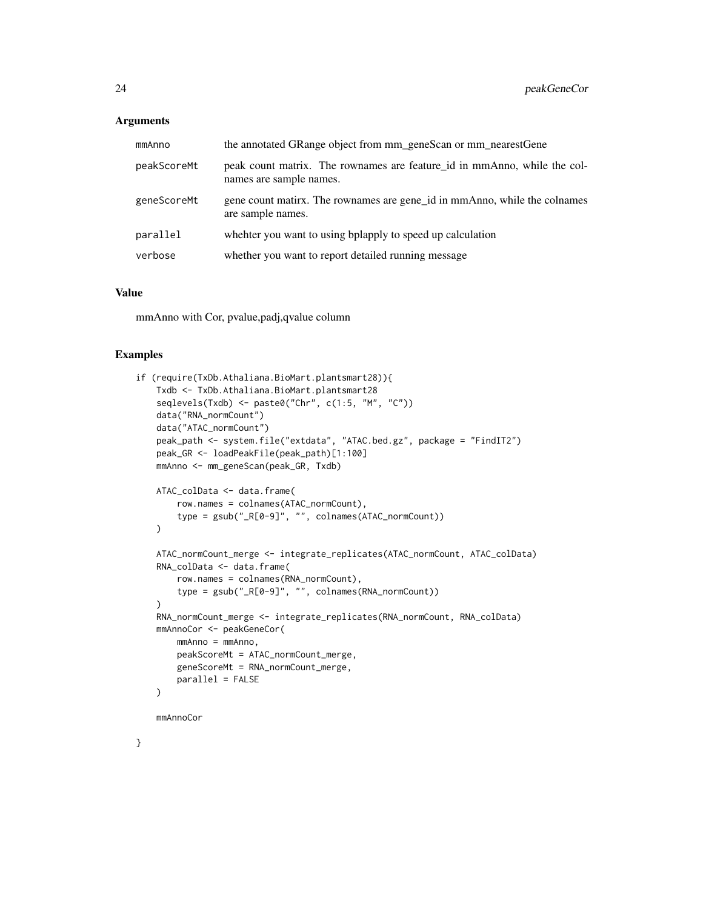### Arguments

| | |
|---|---|
| mmAnno | the annotated GRange object from mm_geneScan or mm_nearestGene |
| peakScoreMt | peak count matrix. The rownames are feature_id in mmAnno, while the colnames are sample names. |
| geneScoreMt | gene count matirx. The rownames are gene_id in mmAnno, while the colnames are sample names. |
| parallel | wheter you want to using bplapply to speed up calculation |
| verbose | whether you want to report detailed running message |

### Value

mmAnno with Cor, pvalue,padj,qvalue column

### Examples

```
if (require(TxDb.Athaliana.BioMart.plantsmart28)){
    Txdb <- TxDb.Athaliana.BioMart.plantsmart28
    seqlevels(Txdb) <- paste0("Chr", c(1:5, "M", "C"))
    data("RNA_normCount")
    data("ATAC_normCount")
    peak_path <- system.file("extdata", "ATAC.bed.gz", package = "FindIT2")
    peak_GR <- loadPeakFile(peak_path)[1:100]
    mmAnno <- mm_geneScan(peak_GR, Txdb)

    ATAC_colData <- data.frame(
        row.names = colnames(ATAC_normCount),
        type = gsub("_R[0-9]", "", colnames(ATAC_normCount))
    )

    ATAC_normCount_merge <- integrate_replicates(ATAC_normCount, ATAC_colData)
    RNA_colData <- data.frame(
        row.names = colnames(RNA_normCount),
        type = gsub("_R[0-9]", "", colnames(RNA_normCount))
    )
    RNA_normCount_merge <- integrate_replicates(RNA_normCount, RNA_colData)
    mmAnnoCor <- peakGeneCor(
        mmAnno = mmAnno,
        peakScoreMt = ATAC_normCount_merge,
        geneScoreMt = RNA_normCount_merge,
        parallel = FALSE
    )

    mmAnnoCor

}
```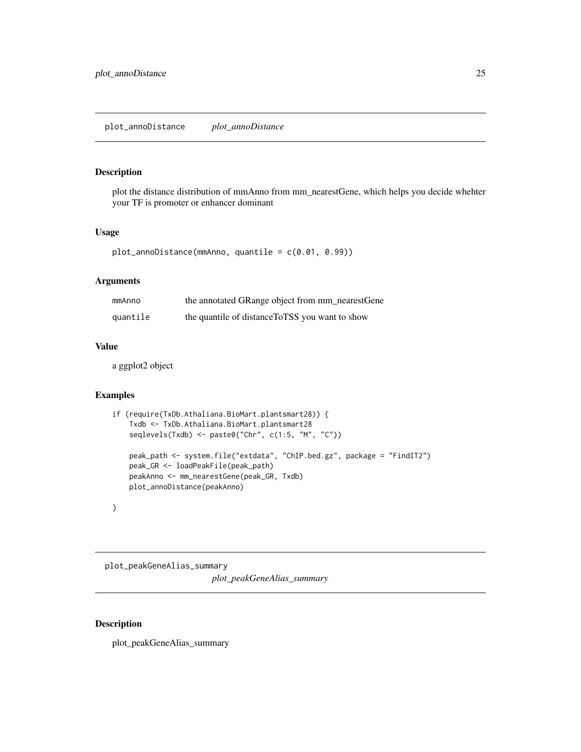## plot_annoDistance *plot_annoDistance*

### Description

plot the distance distribution of mmAnno from mm_nearestGene, which helps you decide whehter your TF is promoter or enhancer dominant

### Usage

```
plot_annoDistance(mmAnno, quantile = c(0.01, 0.99))
```

### Arguments

| | |
|---|---|
| mmAnno | the annotated GRange object from mm_nearestGene |
| quantile | the quantile of distanceToTSS you want to show |

### Value

a ggplot2 object

### Examples

```
if (require(TxDb.Athaliana.BioMart.plantsmart28)) {
    Txdb <- TxDb.Athaliana.BioMart.plantsmart28
    seqlevels(Txdb) <- paste0("Chr", c(1:5, "M", "C"))

    peak_path <- system.file("extdata", "ChIP.bed.gz", package = "FindIT2")
    peak_GR <- loadPeakFile(peak_path)
    peakAnno <- mm_nearestGene(peak_GR, Txdb)
    plot_annoDistance(peakAnno)

}
```

## plot_peakGeneAlias_summary *plot_peakGeneAlias_summary*

### Description

plot_peakGeneAlias_summary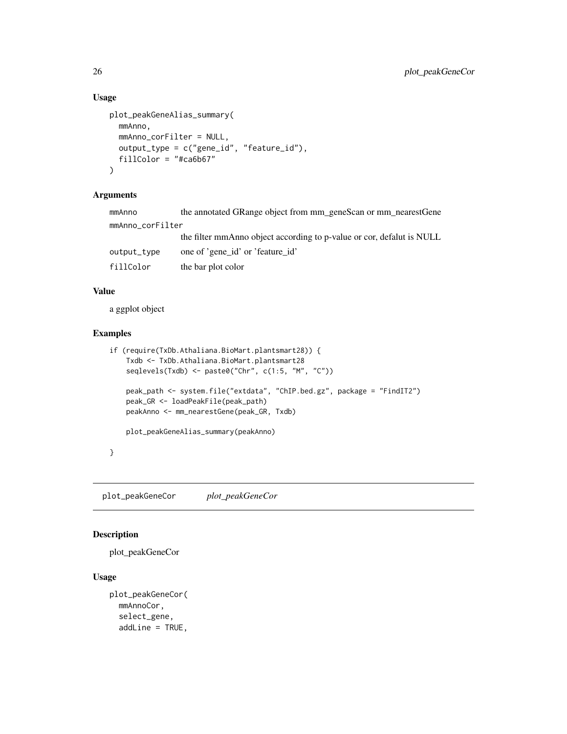### Usage

```
plot_peakGeneAlias_summary(
  mmAnno,
  mmAnno_corFilter = NULL,
  output_type = c("gene_id", "feature_id"),
  fillColor = "#ca6b67"
)
```

### Arguments

| | |
|---|---|
| mmAnno | the annotated GRange object from mm_geneScan or mm_nearestGene |
| mmAnno_corFilter | the filter mmAnno object according to p-value or cor, defalut is NULL |
| output_type | one of 'gene_id' or 'feature_id' |
| fillColor | the bar plot color |

### Value

a ggplot object

### Examples

```
if (require(TxDb.Athaliana.BioMart.plantsmart28)) {
    Txdb <- TxDb.Athaliana.BioMart.plantsmart28
    seqlevels(Txdb) <- paste0("Chr", c(1:5, "M", "C"))

    peak_path <- system.file("extdata", "ChIP.bed.gz", package = "FindIT2")
    peak_GR <- loadPeakFile(peak_path)
    peakAnno <- mm_nearestGene(peak_GR, Txdb)

    plot_peakGeneAlias_summary(peakAnno)

}
```

---

## plot_peakGeneCor *plot_peakGeneCor*

### Description

plot_peakGeneCor

### Usage

```
plot_peakGeneCor(
  mmAnnoCor,
  select_gene,
  addLine = TRUE,
```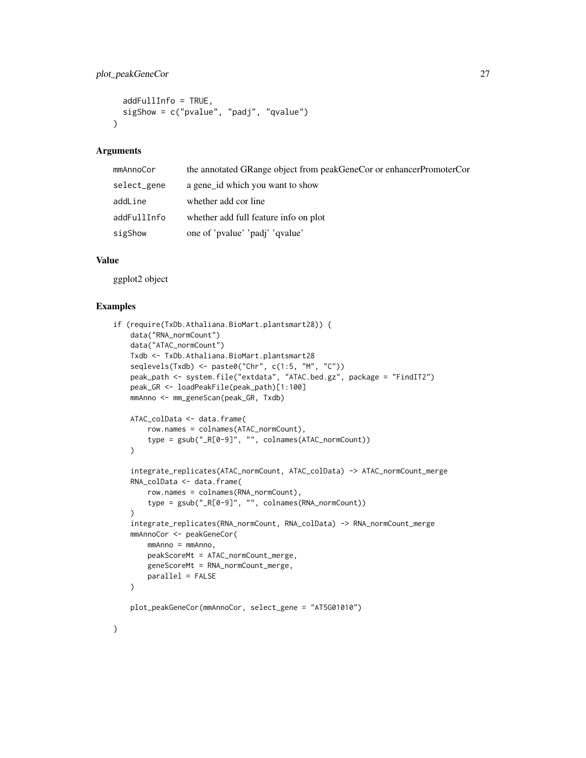```
  addFullInfo = TRUE,
  sigShow = c("pvalue", "padj", "qvalue")
)
```

## Arguments

| | |
|---|---|
| mmAnnoCor | the annotated GRange object from peakGeneCor or enhancerPromoterCor |
| select_gene | a gene_id which you want to show |
| addLine | whether add cor line |
| addFullInfo | whether add full feature info on plot |
| sigShow | one of 'pvalue' 'padj' 'qvalue' |

## Value

ggplot2 object

## Examples

```
if (require(TxDb.Athaliana.BioMart.plantsmart28)) {
    data("RNA_normCount")
    data("ATAC_normCount")
    Txdb <- TxDb.Athaliana.BioMart.plantsmart28
    seqlevels(Txdb) <- paste0("Chr", c(1:5, "M", "C"))
    peak_path <- system.file("extdata", "ATAC.bed.gz", package = "FindIT2")
    peak_GR <- loadPeakFile(peak_path)[1:100]
    mmAnno <- mm_geneScan(peak_GR, Txdb)

    ATAC_colData <- data.frame(
        row.names = colnames(ATAC_normCount),
        type = gsub("_R[0-9]", "", colnames(ATAC_normCount))
    )

    integrate_replicates(ATAC_normCount, ATAC_colData) -> ATAC_normCount_merge
    RNA_colData <- data.frame(
        row.names = colnames(RNA_normCount),
        type = gsub("_R[0-9]", "", colnames(RNA_normCount))
    )
    integrate_replicates(RNA_normCount, RNA_colData) -> RNA_normCount_merge
    mmAnnoCor <- peakGeneCor(
        mmAnno = mmAnno,
        peakScoreMt = ATAC_normCount_merge,
        geneScoreMt = RNA_normCount_merge,
        parallel = FALSE
    )

    plot_peakGeneCor(mmAnnoCor, select_gene = "AT5G01010")

}
```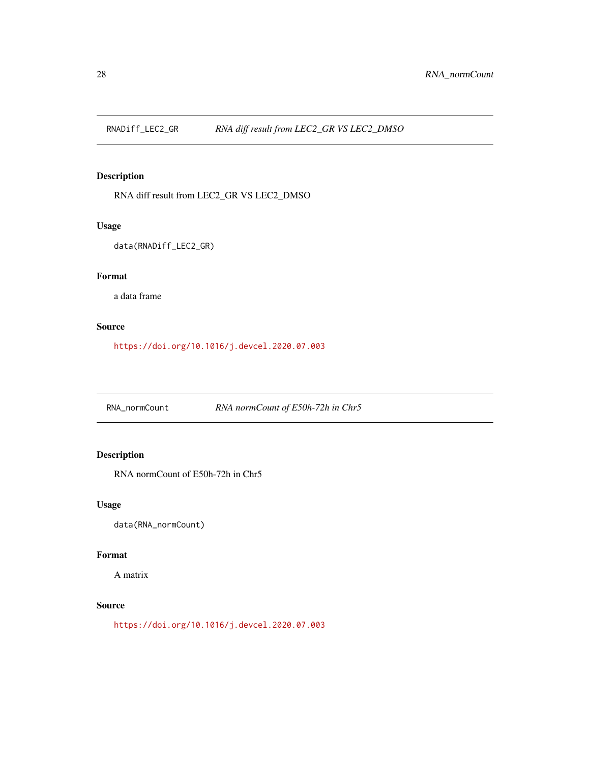## RNADiff_LEC2_GR — *RNA diff result from LEC2_GR VS LEC2_DMSO*

### Description

RNA diff result from LEC2_GR VS LEC2_DMSO

### Usage

```
data(RNADiff_LEC2_GR)
```

### Format

a data frame

### Source

https://doi.org/10.1016/j.devcel.2020.07.003

## RNA_normCount — *RNA normCount of E50h-72h in Chr5*

### Description

RNA normCount of E50h-72h in Chr5

### Usage

```
data(RNA_normCount)
```

### Format

A matrix

### Source

https://doi.org/10.1016/j.devcel.2020.07.003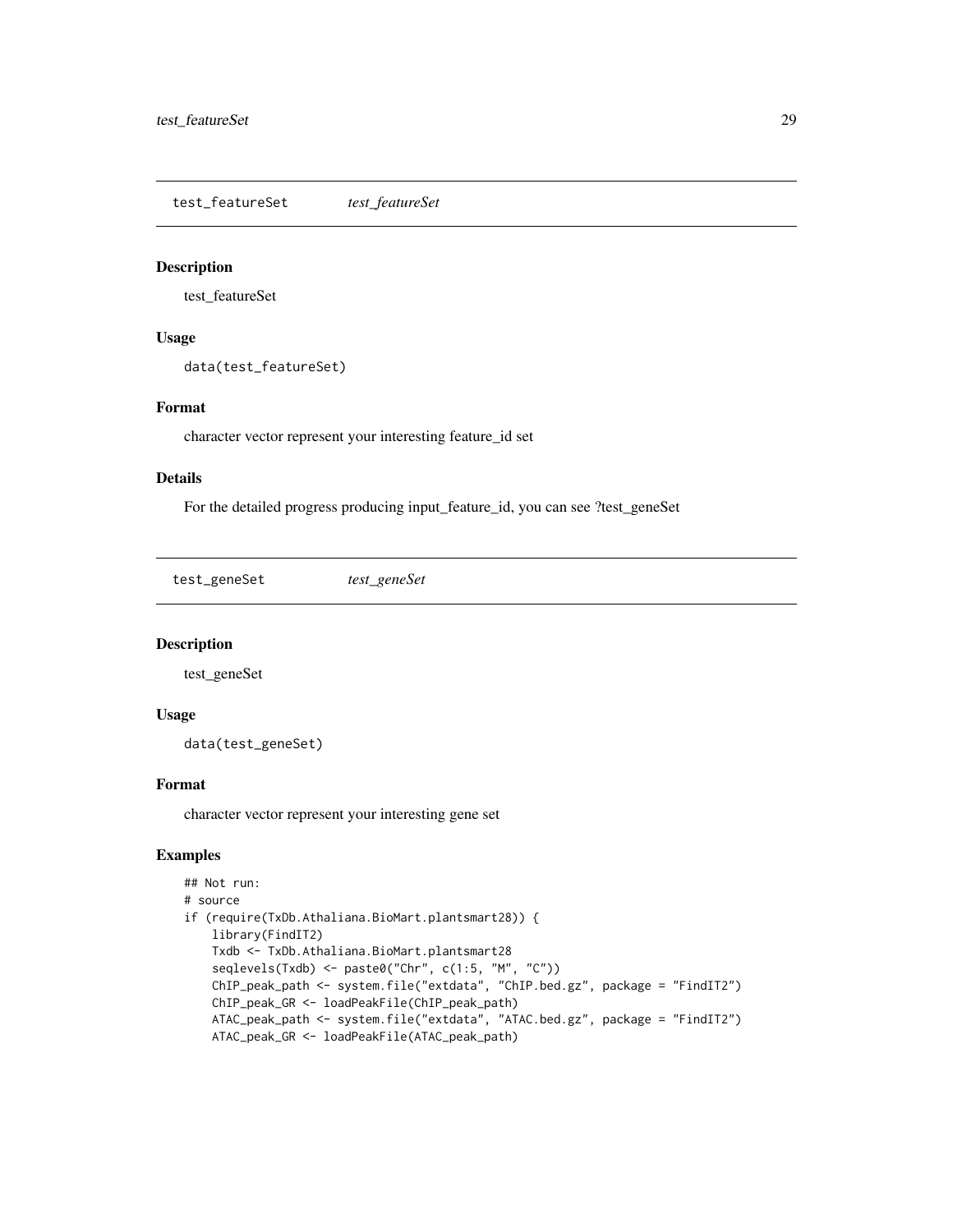## test_featureSet *test_featureSet*

### Description

test_featureSet

### Usage

```
data(test_featureSet)
```

### Format

character vector represent your interesting feature_id set

### Details

For the detailed progress producing input_feature_id, you can see ?test_geneSet

## test_geneSet *test_geneSet*

### Description

test_geneSet

### Usage

```
data(test_geneSet)
```

### Format

character vector represent your interesting gene set

### Examples

```
## Not run:
# source
if (require(TxDb.Athaliana.BioMart.plantsmart28)) {
    library(FindIT2)
    Txdb <- TxDb.Athaliana.BioMart.plantsmart28
    seqlevels(Txdb) <- paste0("Chr", c(1:5, "M", "C"))
    ChIP_peak_path <- system.file("extdata", "ChIP.bed.gz", package = "FindIT2")
    ChIP_peak_GR <- loadPeakFile(ChIP_peak_path)
    ATAC_peak_path <- system.file("extdata", "ATAC.bed.gz", package = "FindIT2")
    ATAC_peak_GR <- loadPeakFile(ATAC_peak_path)
```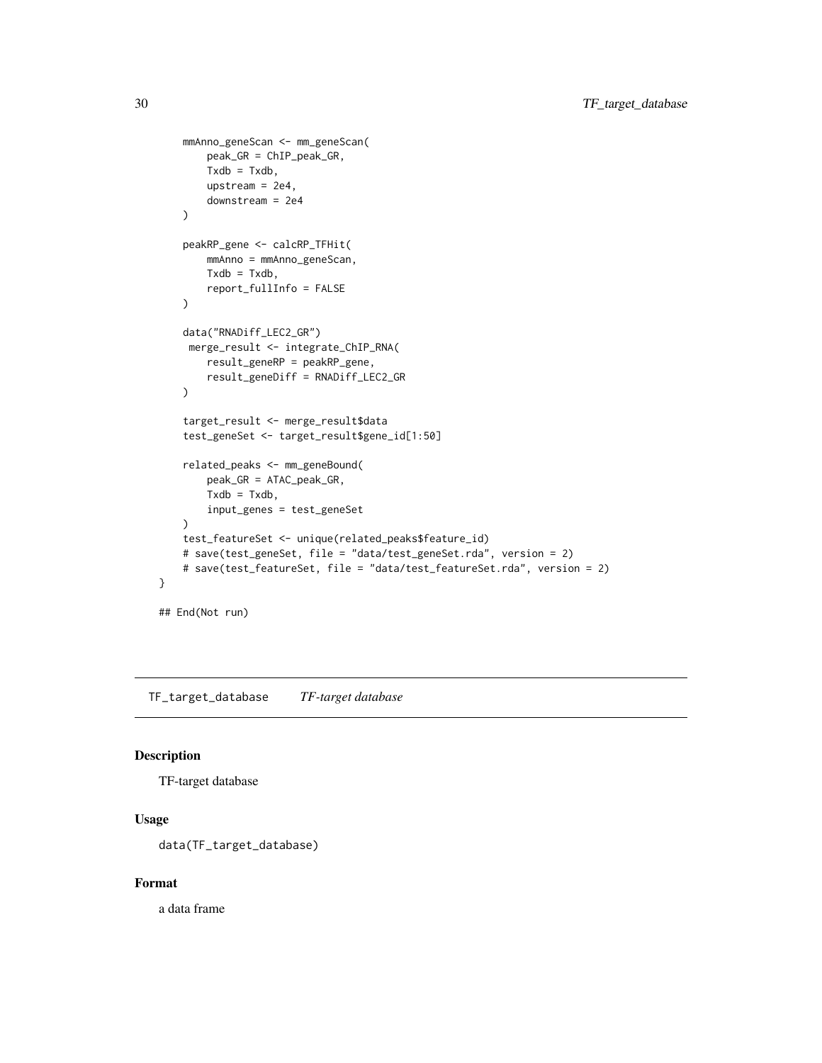```
    mmAnno_geneScan <- mm_geneScan(
        peak_GR = ChIP_peak_GR,
        Txdb = Txdb,
        upstream = 2e4,
        downstream = 2e4
    )

    peakRP_gene <- calcRP_TFHit(
        mmAnno = mmAnno_geneScan,
        Txdb = Txdb,
        report_fullInfo = FALSE
    )

    data("RNADiff_LEC2_GR")
     merge_result <- integrate_ChIP_RNA(
        result_geneRP = peakRP_gene,
        result_geneDiff = RNADiff_LEC2_GR
    )

    target_result <- merge_result$data
    test_geneSet <- target_result$gene_id[1:50]

    related_peaks <- mm_geneBound(
        peak_GR = ATAC_peak_GR,
        Txdb = Txdb,
        input_genes = test_geneSet
    )
    test_featureSet <- unique(related_peaks$feature_id)
    # save(test_geneSet, file = "data/test_geneSet.rda", version = 2)
    # save(test_featureSet, file = "data/test_featureSet.rda", version = 2)
}

## End(Not run)
```

## TF_target_database *TF-target database*

### Description

TF-target database

### Usage

```
data(TF_target_database)
```

### Format

a data frame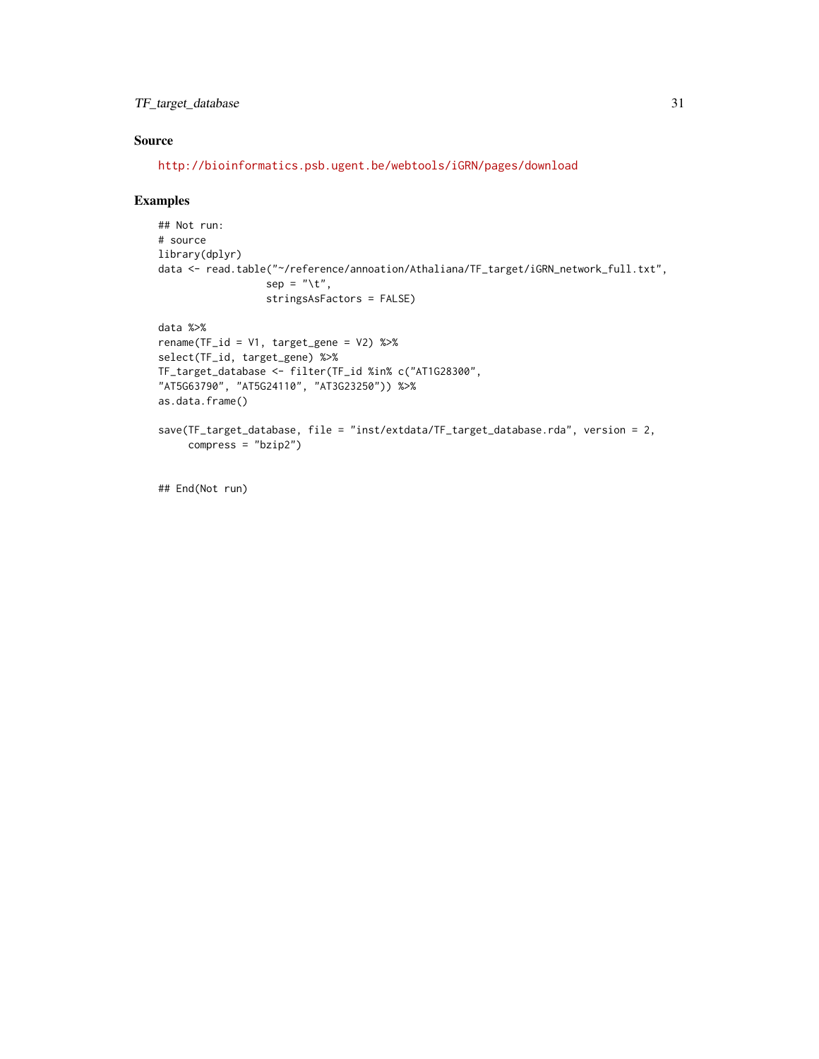## Source

http://bioinformatics.psb.ugent.be/webtools/iGRN/pages/download

## Examples

```
## Not run:
# source
library(dplyr)
data <- read.table("~/reference/annoation/Athaliana/TF_target/iGRN_network_full.txt",
                  sep = "\t",
                  stringsAsFactors = FALSE)

data %>%
rename(TF_id = V1, target_gene = V2) %>%
select(TF_id, target_gene) %>%
TF_target_database <- filter(TF_id %in% c("AT1G28300",
"AT5G63790", "AT5G24110", "AT3G23250")) %>%
as.data.frame()

save(TF_target_database, file = "inst/extdata/TF_target_database.rda", version = 2,
     compress = "bzip2")


## End(Not run)
```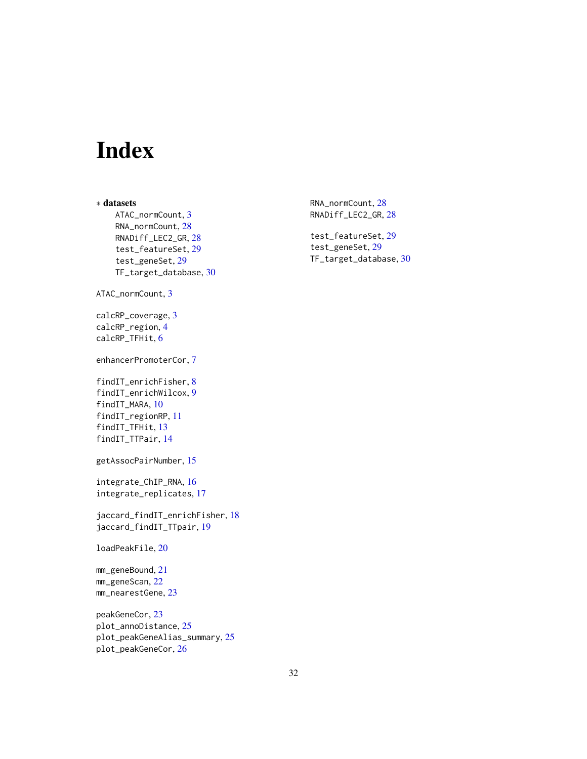# Index

∗ **datasets**
ATAC_normCount, 3
RNA_normCount, 28
RNADiff_LEC2_GR, 28
test_featureSet, 29
test_geneSet, 29
TF_target_database, 30

ATAC_normCount, 3

calcRP_coverage, 3
calcRP_region, 4
calcRP_TFHit, 6

enhancerPromoterCor, 7

findIT_enrichFisher, 8
findIT_enrichWilcox, 9
findIT_MARA, 10
findIT_regionRP, 11
findIT_TFHit, 13
findIT_TTPair, 14

getAssocPairNumber, 15

integrate_ChIP_RNA, 16
integrate_replicates, 17

jaccard_findIT_enrichFisher, 18
jaccard_findIT_TTpair, 19

loadPeakFile, 20

mm_geneBound, 21
mm_geneScan, 22
mm_nearestGene, 23

peakGeneCor, 23
plot_annoDistance, 25
plot_peakGeneAlias_summary, 25
plot_peakGeneCor, 26

RNA_normCount, 28
RNADiff_LEC2_GR, 28

test_featureSet, 29
test_geneSet, 29
TF_target_database, 30